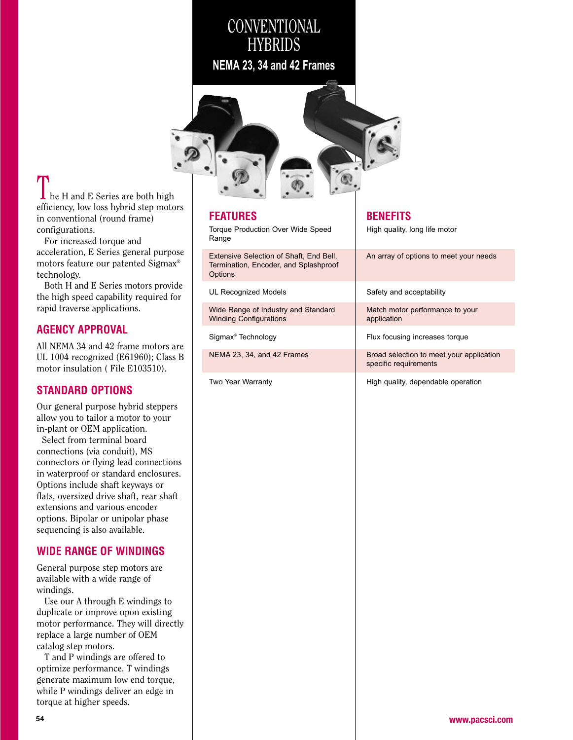# CONVENTIONAL HYBRIDS

## NEMA 23, 34 and 42 Frames

The H and E Series are both high efficiency, low loss hybrid step motors in conventional (round frame) configurations.

For increased torque and acceleration, E Series general purpose motors feature our patented Sigmax® technology.

Both H and E Series motors provide the high speed capability required for rapid traverse applications.

## AGENCY APPROVAL

All NEMA 34 and 42 frame motors are UL 1004 recognized (E61960); Class B motor insulation ( File E103510).

## STANDARD OPTIONS

Our general purpose hybrid steppers allow you to tailor a motor to your in-plant or OEM application.

Select from terminal board connections (via conduit), MS connectors or flying lead connections in waterproof or standard enclosures. Options include shaft keyways or flats, oversized drive shaft, rear shaft extensions and various encoder options. Bipolar or unipolar phase sequencing is also available.

## WIDE RANGE OF WINDINGS

General purpose step motors are available with a wide range of windings.

Use our A through E windings to duplicate or improve upon existing motor performance. They will directly replace a large number of OEM catalog step motors.

T and P windings are offered to optimize performance. T windings generate maximum low end torque, while P windings deliver an edge in torque at higher speeds.

| FEATURES | BENEFITS |
|---|---|
| Torque Production Over Wide Speed Range | High quality, long life motor |
| Extensive Selection of Shaft, End Bell, Termination, Encoder, and Splashproof Options | An array of options to meet your needs |
| UL Recognized Models | Safety and acceptability |
| Wide Range of Industry and Standard Winding Configurations | Match motor performance to your application |
| Sigmax® Technology | Flux focusing increases torque |
| NEMA 23, 34, and 42 Frames | Broad selection to meet your application specific requirements |
| Two Year Warranty | High quality, dependable operation |

www.pacsci.com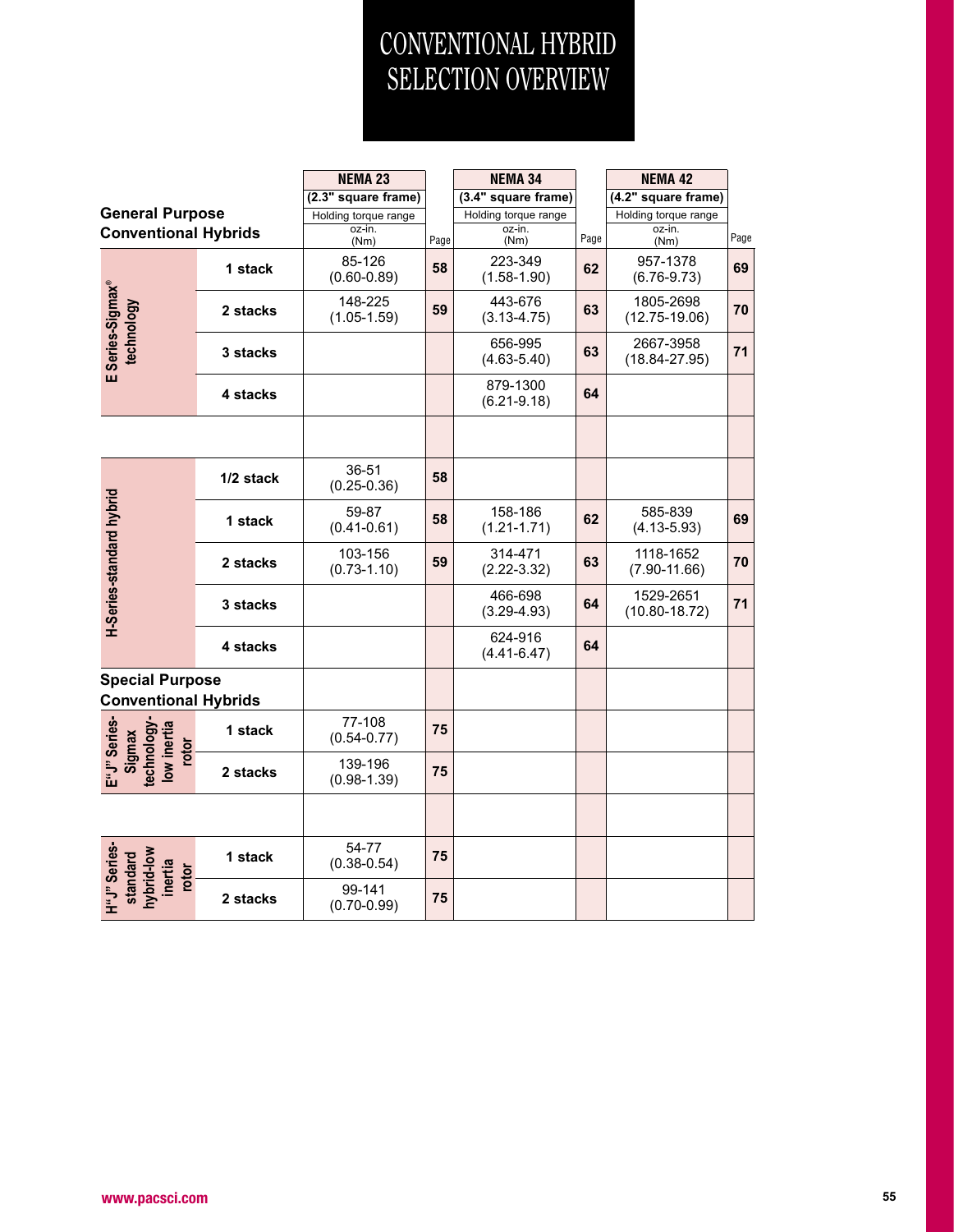# CONVENTIONAL HYBRID SELECTION OVERVIEW

| | | NEMA 23 (2.3" square frame) Holding torque range oz-in. (Nm) | Page | NEMA 34 (3.4" square frame) Holding torque range oz-in. (Nm) | Page | NEMA 42 (4.2" square frame) Holding torque range oz-in. (Nm) | Page |
|---|---|---|---|---|---|---|---|
| **General Purpose Conventional Hybrids** | | | | | | | |
| E Series-Sigmax® technology | 1 stack | 85-126 (0.60-0.89) | 58 | 223-349 (1.58-1.90) | 62 | 957-1378 (6.76-9.73) | 69 |
| | 2 stacks | 148-225 (1.05-1.59) | 59 | 443-676 (3.13-4.75) | 63 | 1805-2698 (12.75-19.06) | 70 |
| | 3 stacks | | | 656-995 (4.63-5.40) | 63 | 2667-3958 (18.84-27.95) | 71 |
| | 4 stacks | | | 879-1300 (6.21-9.18) | 64 | | |
| H-Series-standard hybrid | 1/2 stack | 36-51 (0.25-0.36) | 58 | | | | |
| | 1 stack | 59-87 (0.41-0.61) | 58 | 158-186 (1.21-1.71) | 62 | 585-839 (4.13-5.93) | 69 |
| | 2 stacks | 103-156 (0.73-1.10) | 59 | 314-471 (2.22-3.32) | 63 | 1118-1652 (7.90-11.66) | 70 |
| | 3 stacks | | | 466-698 (3.29-4.93) | 64 | 1529-2651 (10.80-18.72) | 71 |
| | 4 stacks | | | 624-916 (4.41-6.47) | 64 | | |
| **Special Purpose Conventional Hybrids** | | | | | | | |
| E"J" Series-Sigmax technology-low inertia rotor | 1 stack | 77-108 (0.54-0.77) | 75 | | | | |
| | 2 stacks | 139-196 (0.98-1.39) | 75 | | | | |
| H"J" Series-standard hybrid-low inertia rotor | 1 stack | 54-77 (0.38-0.54) | 75 | | | | |
| | 2 stacks | 99-141 (0.70-0.99) | 75 | | | | |

www.pacsci.com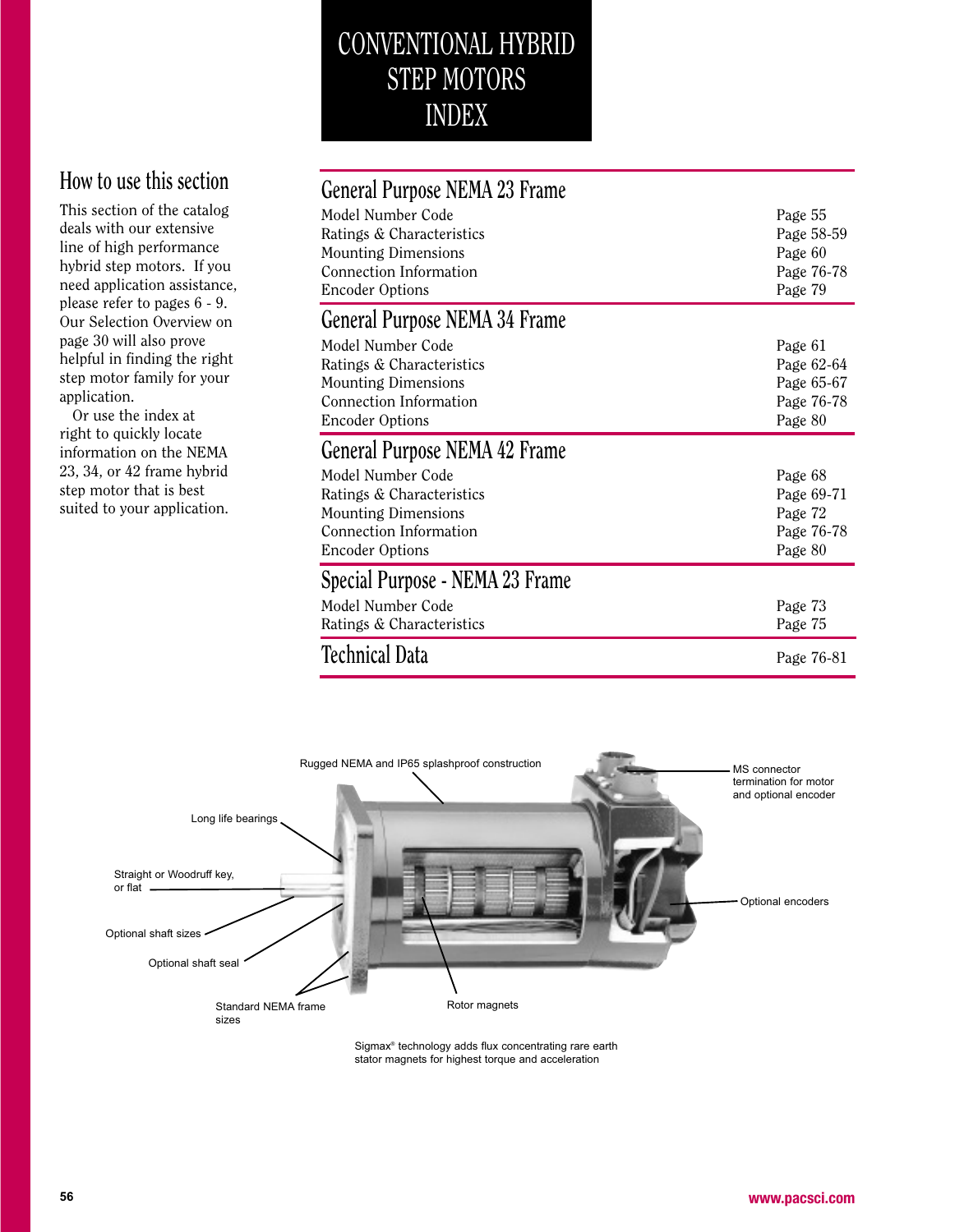# CONVENTIONAL HYBRID STEP MOTORS INDEX

## How to use this section

This section of the catalog deals with our extensive line of high performance hybrid step motors. If you need application assistance, please refer to pages 6 - 9. Our Selection Overview on page 30 will also prove helpful in finding the right step motor family for your application.

Or use the index at right to quickly locate information on the NEMA 23, 34, or 42 frame hybrid step motor that is best suited to your application.

## General Purpose NEMA 23 Frame

| | |
|---|---|
| Model Number Code | Page 55 |
| Ratings & Characteristics | Page 58-59 |
| Mounting Dimensions | Page 60 |
| Connection Information | Page 76-78 |
| Encoder Options | Page 79 |

## General Purpose NEMA 34 Frame

| | |
|---|---|
| Model Number Code | Page 61 |
| Ratings & Characteristics | Page 62-64 |
| Mounting Dimensions | Page 65-67 |
| Connection Information | Page 76-78 |
| Encoder Options | Page 80 |

## General Purpose NEMA 42 Frame

| | |
|---|---|
| Model Number Code | Page 68 |
| Ratings & Characteristics | Page 69-71 |
| Mounting Dimensions | Page 72 |
| Connection Information | Page 76-78 |
| Encoder Options | Page 80 |

## Special Purpose - NEMA 23 Frame

| | |
|---|---|
| Model Number Code | Page 73 |
| Ratings & Characteristics | Page 75 |

## Technical Data

Page 76-81

Rugged NEMA and IP65 splashproof construction

MS connector termination for motor and optional encoder

Long life bearings

Straight or Woodruff key, or flat

Optional shaft sizes

Optional shaft seal

Standard NEMA frame sizes

Rotor magnets

Optional encoders

Sigmax® technology adds flux concentrating rare earth stator magnets for highest torque and acceleration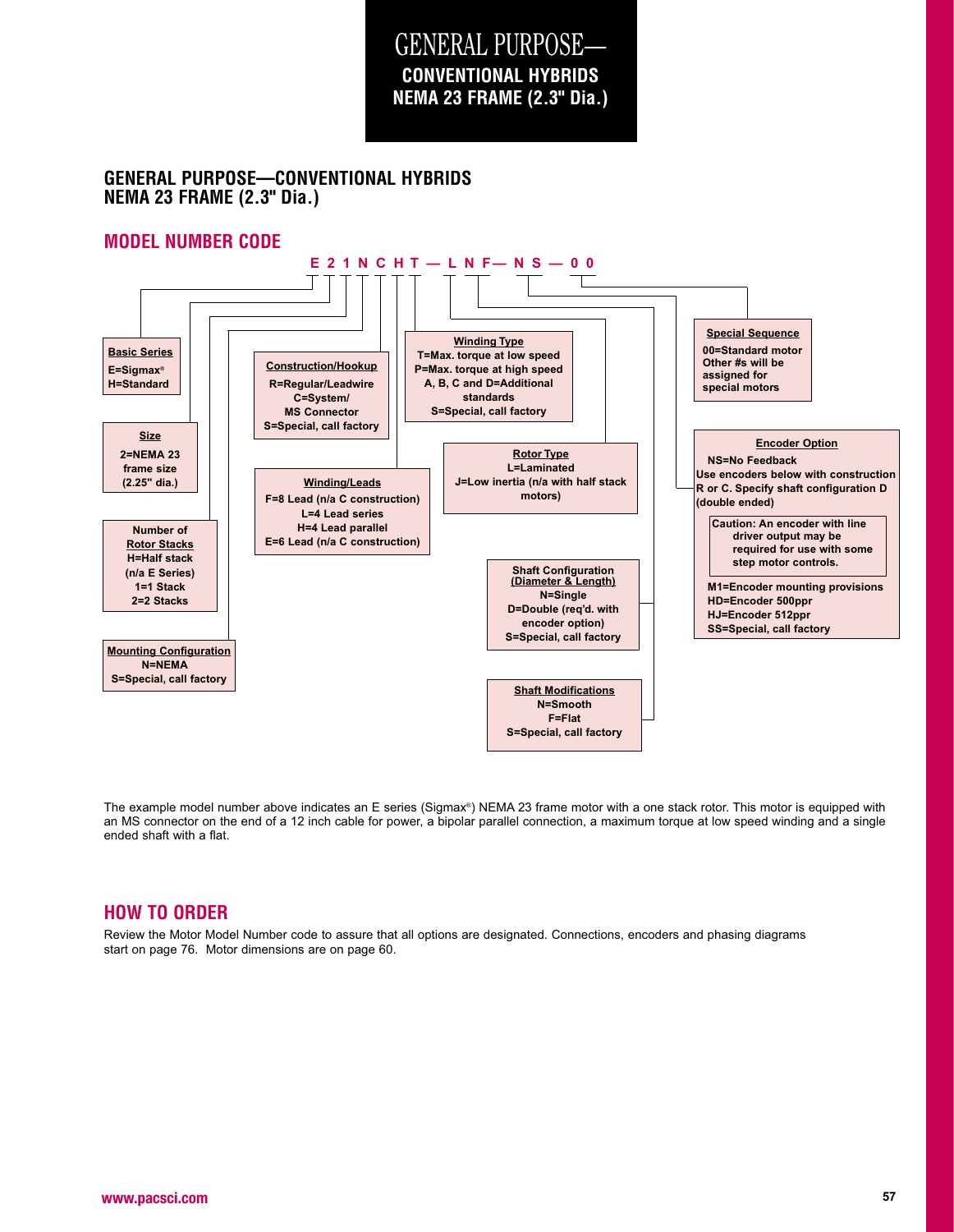# GENERAL PURPOSE—CONVENTIONAL HYBRIDS NEMA 23 FRAME (2.3" Dia.)

## GENERAL PURPOSE—CONVENTIONAL HYBRIDS
## NEMA 23 FRAME (2.3" Dia.)

## MODEL NUMBER CODE

**E 2 1 N C H T — L N F— N S — 0 0**

**Basic Series**
E=Sigmax®
H=Standard

**Size**
2=NEMA 23 frame size (2.25" dia.)

**Number of Rotor Stacks**
H=Half stack (n/a E Series)
1=1 Stack
2=2 Stacks

**Mounting Configuration**
N=NEMA
S=Special, call factory

**Construction/Hookup**
R=Regular/Leadwire
C=System/ MS Connector
S=Special, call factory

**Winding/Leads**
F=8 Lead (n/a C construction)
L=4 Lead series
H=4 Lead parallel
E=6 Lead (n/a C construction)

**Winding Type**
T=Max. torque at low speed
P=Max. torque at high speed
A, B, C and D=Additional standards
S=Special, call factory

**Rotor Type**
L=Laminated
J=Low inertia (n/a with half stack motors)

**Shaft Configuration (Diameter & Length)**
N=Single
D=Double (req'd. with encoder option)
S=Special, call factory

**Shaft Modifications**
N=Smooth
F=Flat
S=Special, call factory

**Special Sequence**
00=Standard motor
Other #s will be assigned for special motors

**Encoder Option**
NS=No Feedback
Use encoders below with construction R or C. Specify shaft configuration D (double ended)

Caution: An encoder with line driver output may be required for use with some step motor controls.

M1=Encoder mounting provisions
HD=Encoder 500ppr
HJ=Encoder 512ppr
SS=Special, call factory

The example model number above indicates an E series (Sigmax®) NEMA 23 frame motor with a one stack rotor. This motor is equipped with an MS connector on the end of a 12 inch cable for power, a bipolar parallel connection, a maximum torque at low speed winding and a single ended shaft with a flat.

## HOW TO ORDER

Review the Motor Model Number code to assure that all options are designated. Connections, encoders and phasing diagrams start on page 76. Motor dimensions are on page 60.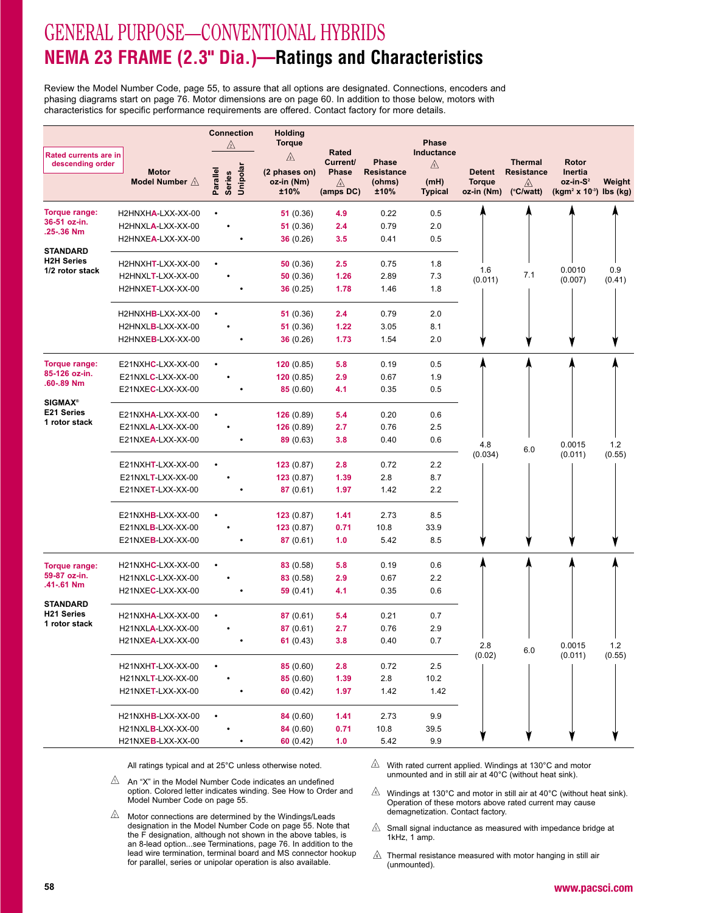# GENERAL PURPOSE—CONVENTIONAL HYBRIDS

## NEMA 23 FRAME (2.3" Dia.)—Ratings and Characteristics

Review the Model Number Code, page 55, to assure that all options are designated. Connections, encoders and phasing diagrams start on page 76. Motor dimensions are on page 60. In addition to those below, motors with characteristics for specific performance requirements are offered. Contact factory for more details.

| Rated currents are in descending order | Motor Model Number ⚠1 | Connection ⚠2 Parallel | Series | Unipolar | Holding Torque ⚠3 (2 phases on) oz-in (Nm) ±10% | Rated Current/ Phase ⚠4 (amps DC) | Phase Resistance (ohms) ±10% | Phase Inductance ⚠5 (mH) Typical | Detent Torque oz-in (Nm) | Thermal Resistance ⚠6 (°C/watt) | Rotor Inertia oz-in-S² (kgm² x 10⁻³) | Weight lbs (kg) |
|---|---|---|---|---|---|---|---|---|---|---|---|---|
| **Torque range: 36-51 oz-in. .25-.36 Nm** | H2HNXHA-LXX-XX-00 | • | | | 51 (0.36) | 4.9 | 0.22 | 0.5 | 1.6 (0.011) | 7.1 | 0.0010 (0.007) | 0.9 (0.41) |
| | H2HNXLA-LXX-XX-00 | | • | | 51 (0.36) | 2.4 | 0.79 | 2.0 | | | | |
| | H2HNXEA-LXX-XX-00 | | | • | 36 (0.26) | 3.5 | 0.41 | 0.5 | | | | |
| **STANDARD H2H Series 1/2 rotor stack** | H2HNXHT-LXX-XX-00 | • | | | 50 (0.36) | 2.5 | 0.75 | 1.8 | | | | |
| | H2HNXLT-LXX-XX-00 | | • | | 50 (0.36) | 1.26 | 2.89 | 7.3 | | | | |
| | H2HNXET-LXX-XX-00 | | | • | 36 (0.25) | 1.78 | 1.46 | 1.8 | | | | |
| | H2HNXHB-LXX-XX-00 | • | | | 51 (0.36) | 2.4 | 0.79 | 2.0 | | | | |
| | H2HNXLB-LXX-XX-00 | | • | | 51 (0.36) | 1.22 | 3.05 | 8.1 | | | | |
| | H2HNXEB-LXX-XX-00 | | | • | 36 (0.26) | 1.73 | 1.54 | 2.0 | | | | |
| **Torque range: 85-126 oz-in. .60-.89 Nm** | E21NXHC-LXX-XX-00 | • | | | 120 (0.85) | 5.8 | 0.19 | 0.5 | 4.8 (0.034) | 6.0 | 0.0015 (0.011) | 1.2 (0.55) |
| | E21NXLC-LXX-XX-00 | | • | | 120 (0.85) | 2.9 | 0.67 | 1.9 | | | | |
| | E21NXEC-LXX-XX-00 | | | • | 85 (0.60) | 4.1 | 0.35 | 0.5 | | | | |
| **SIGMAX® E21 Series 1 rotor stack** | E21NXHA-LXX-XX-00 | • | | | 126 (0.89) | 5.4 | 0.20 | 0.6 | | | | |
| | E21NXLA-LXX-XX-00 | | • | | 126 (0.89) | 2.7 | 0.76 | 2.5 | | | | |
| | E21NXEA-LXX-XX-00 | | | • | 89 (0.63) | 3.8 | 0.40 | 0.6 | | | | |
| | E21NXHT-LXX-XX-00 | • | | | 123 (0.87) | 2.8 | 0.72 | 2.2 | | | | |
| | E21NXLT-LXX-XX-00 | | • | | 123 (0.87) | 1.39 | 2.8 | 8.7 | | | | |
| | E21NXET-LXX-XX-00 | | | • | 87 (0.61) | 1.97 | 1.42 | 2.2 | | | | |
| | E21NXHB-LXX-XX-00 | • | | | 123 (0.87) | 1.41 | 2.73 | 8.5 | | | | |
| | E21NXLB-LXX-XX-00 | | • | | 123 (0.87) | 0.71 | 10.8 | 33.9 | | | | |
| | E21NXEB-LXX-XX-00 | | | • | 87 (0.61) | 1.0 | 5.42 | 8.5 | | | | |
| **Torque range: 59-87 oz-in. .41-.61 Nm** | H21NXHC-LXX-XX-00 | • | | | 83 (0.58) | 5.8 | 0.19 | 0.6 | 2.8 (0.02) | 6.0 | 0.0015 (0.011) | 1.2 (0.55) |
| | H21NXLC-LXX-XX-00 | | • | | 83 (0.58) | 2.9 | 0.67 | 2.2 | | | | |
| | H21NXEC-LXX-XX-00 | | | • | 59 (0.41) | 4.1 | 0.35 | 0.6 | | | | |
| **STANDARD H21 Series 1 rotor stack** | H21NXHA-LXX-XX-00 | • | | | 87 (0.61) | 5.4 | 0.21 | 0.7 | | | | |
| | H21NXLA-LXX-XX-00 | | • | | 87 (0.61) | 2.7 | 0.76 | 2.9 | | | | |
| | H21NXEA-LXX-XX-00 | | | • | 61 (0.43) | 3.8 | 0.40 | 0.7 | | | | |
| | H21NXHT-LXX-XX-00 | • | | | 85 (0.60) | 2.8 | 0.72 | 2.5 | | | | |
| | H21NXLT-LXX-XX-00 | | • | | 85 (0.60) | 1.39 | 2.8 | 10.2 | | | | |
| | H21NXET-LXX-XX-00 | | | • | 60 (0.42) | 1.97 | 1.42 | 1.42 | | | | |
| | H21NXHB-LXX-XX-00 | • | | | 84 (0.60) | 1.41 | 2.73 | 9.9 | | | | |
| | H21NXLB-LXX-XX-00 | | • | | 84 (0.60) | 0.71 | 10.8 | 39.5 | | | | |
| | H21NXEB-LXX-XX-00 | | | • | 60 (0.42) | 1.0 | 5.42 | 9.9 | | | | |

All ratings typical and at 25°C unless otherwise noted.

⚠1 An "X" in the Model Number Code indicates an undefined option. Colored letter indicates winding. See How to Order and Model Number Code on page 55.

⚠2 Motor connections are determined by the Windings/Leads designation in the Model Number Code on page 55. Note that the F designation, although not shown in the above tables, is an 8-lead option...see Terminations, page 76. In addition to the lead wire termination, terminal board and MS connector hookup for parallel, series or unipolar operation is also available.

⚠3 With rated current applied. Windings at 130°C and motor unmounted and in still air at 40°C (without heat sink).

⚠4 Windings at 130°C and motor in still air at 40°C (without heat sink). Operation of these motors above rated current may cause demagnetization. Contact factory.

⚠5 Small signal inductance as measured with impedance bridge at 1kHz, 1 amp.

⚠6 Thermal resistance measured with motor hanging in still air (unmounted).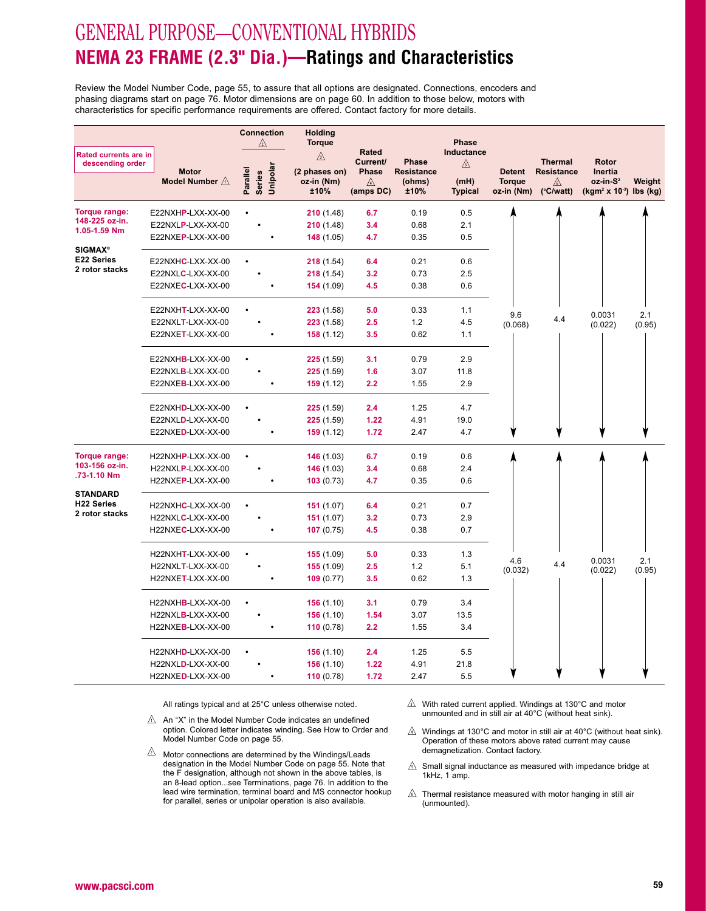# GENERAL PURPOSE—CONVENTIONAL HYBRIDS

## NEMA 23 FRAME (2.3" Dia.)—Ratings and Characteristics

Review the Model Number Code, page 55, to assure that all options are designated. Connections, encoders and phasing diagrams start on page 76. Motor dimensions are on page 60. In addition to those below, motors with characteristics for specific performance requirements are offered. Contact factory for more details.

| Rated currents are in descending order | Motor Model Number ⚠1 | Connection ⚠2 Parallel | Series | Unipolar | Holding Torque ⚠3 (2 phases on) oz-in (Nm) ±10% | Rated Current/ Phase ⚠4 (amps DC) | Phase Resistance (ohms) ±10% | Phase Inductance ⚠5 (mH) Typical | Detent Torque oz-in (Nm) | Thermal Resistance ⚠6 (°C/watt) | Rotor Inertia oz-in-S² (kgm² x 10⁻³) | Weight lbs (kg) |
|---|---|---|---|---|---|---|---|---|---|---|---|---|
| **Torque range: 148-225 oz-in. 1.05-1.59 Nm** | E22NXHP-LXX-XX-00 | • | | | 210 (1.48) | 6.7 | 0.19 | 0.5 | 9.6 (0.068) | 4.4 | 0.0031 (0.022) | 2.1 (0.95) |
| | E22NXLP-LXX-XX-00 | | • | | 210 (1.48) | 3.4 | 0.68 | 2.1 | | | | |
| | E22NXEP-LXX-XX-00 | | | • | 148 (1.05) | 4.7 | 0.35 | 0.5 | | | | |
| **SIGMAX® E22 Series 2 rotor stacks** | E22NXHC-LXX-XX-00 | • | | | 218 (1.54) | 6.4 | 0.21 | 0.6 | | | | |
| | E22NXLC-LXX-XX-00 | | • | | 218 (1.54) | 3.2 | 0.73 | 2.5 | | | | |
| | E22NXEC-LXX-XX-00 | | | • | 154 (1.09) | 4.5 | 0.38 | 0.6 | | | | |
| | E22NXHT-LXX-XX-00 | • | | | 223 (1.58) | 5.0 | 0.33 | 1.1 | | | | |
| | E22NXLT-LXX-XX-00 | | • | | 223 (1.58) | 2.5 | 1.2 | 4.5 | | | | |
| | E22NXET-LXX-XX-00 | | | • | 158 (1.12) | 3.5 | 0.62 | 1.1 | | | | |
| | E22NXHB-LXX-XX-00 | • | | | 225 (1.59) | 3.1 | 0.79 | 2.9 | | | | |
| | E22NXLB-LXX-XX-00 | | • | | 225 (1.59) | 1.6 | 3.07 | 11.8 | | | | |
| | E22NXEB-LXX-XX-00 | | | • | 159 (1.12) | 2.2 | 1.55 | 2.9 | | | | |
| | E22NXHD-LXX-XX-00 | • | | | 225 (1.59) | 2.4 | 1.25 | 4.7 | | | | |
| | E22NXLD-LXX-XX-00 | | • | | 225 (1.59) | 1.22 | 4.91 | 19.0 | | | | |
| | E22NXED-LXX-XX-00 | | | • | 159 (1.12) | 1.72 | 2.47 | 4.7 | | | | |
| **Torque range: 103-156 oz-in. .73-1.10 Nm** | H22NXHP-LXX-XX-00 | • | | | 146 (1.03) | 6.7 | 0.19 | 0.6 | 4.6 (0.032) | 4.4 | 0.0031 (0.022) | 2.1 (0.95) |
| | H22NXLP-LXX-XX-00 | | • | | 146 (1.03) | 3.4 | 0.68 | 2.4 | | | | |
| | H22NXEP-LXX-XX-00 | | | • | 103 (0.73) | 4.7 | 0.35 | 0.6 | | | | |
| **STANDARD H22 Series 2 rotor stacks** | H22NXHC-LXX-XX-00 | • | | | 151 (1.07) | 6.4 | 0.21 | 0.7 | | | | |
| | H22NXLC-LXX-XX-00 | | • | | 151 (1.07) | 3.2 | 0.73 | 2.9 | | | | |
| | H22NXEC-LXX-XX-00 | | | • | 107 (0.75) | 4.5 | 0.38 | 0.7 | | | | |
| | H22NXHT-LXX-XX-00 | • | | | 155 (1.09) | 5.0 | 0.33 | 1.3 | | | | |
| | H22NXLT-LXX-XX-00 | | • | | 155 (1.09) | 2.5 | 1.2 | 5.1 | | | | |
| | H22NXET-LXX-XX-00 | | | • | 109 (0.77) | 3.5 | 0.62 | 1.3 | | | | |
| | H22NXHB-LXX-XX-00 | • | | | 156 (1.10) | 3.1 | 0.79 | 3.4 | | | | |
| | H22NXLB-LXX-XX-00 | | • | | 156 (1.10) | 1.54 | 3.07 | 13.5 | | | | |
| | H22NXEB-LXX-XX-00 | | | • | 110 (0.78) | 2.2 | 1.55 | 3.4 | | | | |
| | H22NXHD-LXX-XX-00 | • | | | 156 (1.10) | 2.4 | 1.25 | 5.5 | | | | |
| | H22NXLD-LXX-XX-00 | | • | | 156 (1.10) | 1.22 | 4.91 | 21.8 | | | | |
| | H22NXED-LXX-XX-00 | | | • | 110 (0.78) | 1.72 | 2.47 | 5.5 | | | | |

Detent torque, thermal resistance, rotor inertia and weight values apply to all motors in each series.

All ratings typical and at 25°C unless otherwise noted.

⚠1 An "X" in the Model Number Code indicates an undefined option. Colored letter indicates winding. See How to Order and Model Number Code on page 55.

⚠2 Motor connections are determined by the Windings/Leads designation in the Model Number Code on page 55. Note that the F designation, although not shown in the above tables, is an 8-lead option...see Terminations, page 76. In addition to the lead wire termination, terminal board and MS connector hookup for parallel, series or unipolar operation is also available.

⚠3 With rated current applied. Windings at 130°C and motor unmounted and in still air at 40°C (without heat sink).

⚠4 Windings at 130°C and motor in still air at 40°C (without heat sink). Operation of these motors above rated current may cause demagnetization. Contact factory.

⚠5 Small signal inductance as measured with impedance bridge at 1kHz, 1 amp.

⚠6 Thermal resistance measured with motor hanging in still air (unmounted).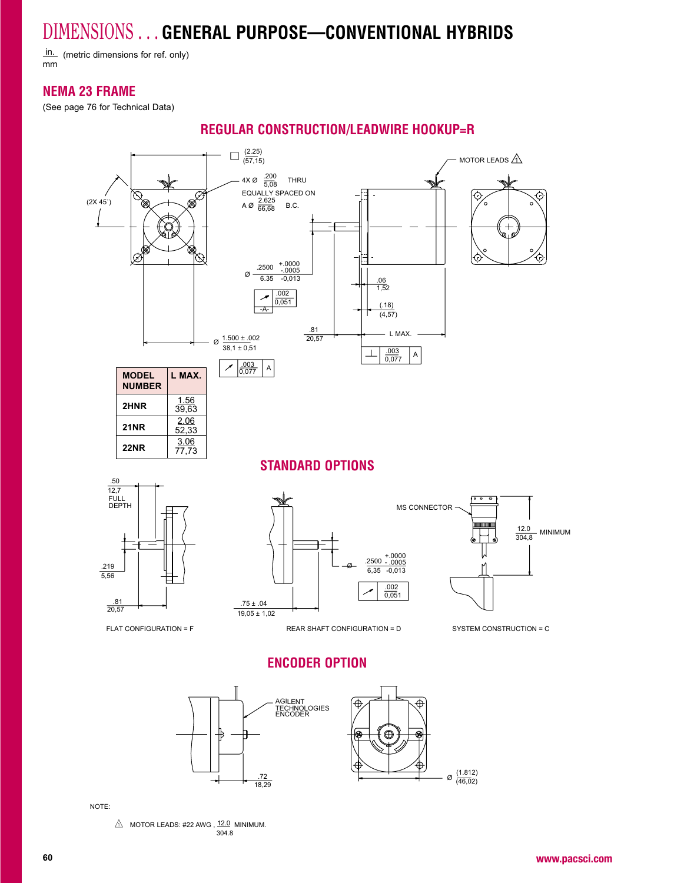# DIMENSIONS . . . GENERAL PURPOSE—CONVENTIONAL HYBRIDS

in./mm (metric dimensions for ref. only)

## NEMA 23 FRAME

(See page 76 for Technical Data)

### REGULAR CONSTRUCTION/LEADWIRE HOOKUP=R

□ (2.25) / (57,15)

(2X 45°)

4X Ø .200 / 5,08 THRU
EQUALLY SPACED ON
A Ø 2.625 / 66,68 B.C.

MOTOR LEADS ⚠1

Ø .2500 / 6.35 +.0000 / -.0005 / -0,013

.002 / 0,051 -A-

.06 / 1,52

(.18) / (4,57)

.81 / 20,57

L MAX.

⊥ .003 / 0,077 A

Ø 1.500 ± .002 / 38,1 ± 0,51

.003 / 0,077 A

| MODEL NUMBER | L MAX. |
|---|---|
| 2HNR | 1.56 / 39,63 |
| 21NR | 2.06 / 52,33 |
| 22NR | 3.06 / 77,73 |

### STANDARD OPTIONS

.50 / 12,7 FULL DEPTH

.219 / 5,56

.81 / 20,57

FLAT CONFIGURATION = F

Ø .2500 / 6,35 +.0000 / -.0005 / -0,013

.002 / 0,051

.75 ± .04 / 19,05 ± 1,02

REAR SHAFT CONFIGURATION = D

MS CONNECTOR

12.0 / 304,8 MINIMUM

SYSTEM CONSTRUCTION = C

### ENCODER OPTION

AGILENT TECHNOLOGIES ENCODER

.72 / 18,29

Ø (1.812) / (46,02)

NOTE:

⚠1 MOTOR LEADS: #22 AWG , 12.0 / 304.8 MINIMUM.

www.pacsci.com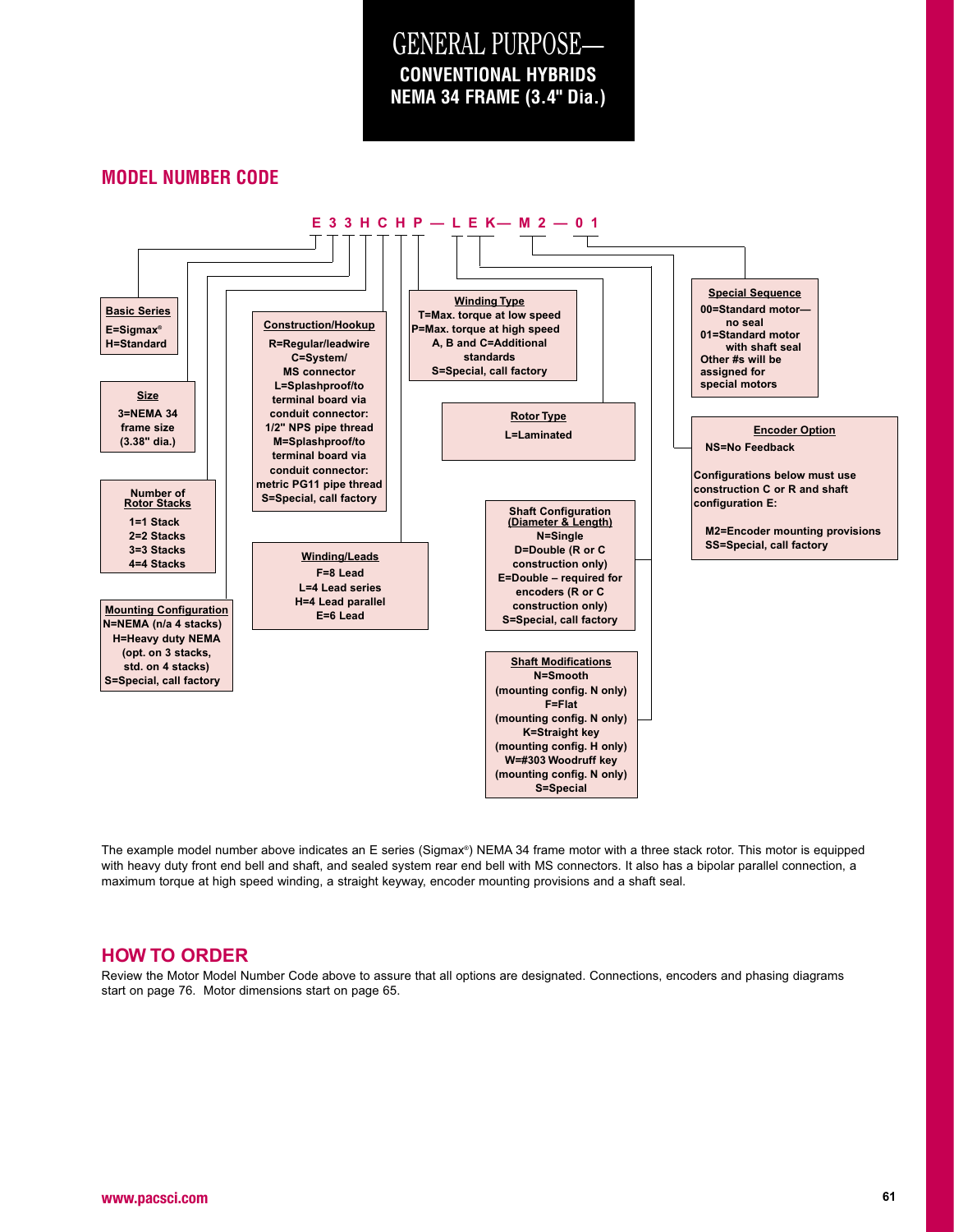# GENERAL PURPOSE—
## CONVENTIONAL HYBRIDS
## NEMA 34 FRAME (3.4" Dia.)

## MODEL NUMBER CODE

**E 3 3 H C H P — L E K— M 2 — 0 1**

**Basic Series**
E=Sigmax®
H=Standard

**Size**
3=NEMA 34 frame size (3.38" dia.)

**Number of Rotor Stacks**
1=1 Stack
2=2 Stacks
3=3 Stacks
4=4 Stacks

**Mounting Configuration**
N=NEMA (n/a 4 stacks)
H=Heavy duty NEMA (opt. on 3 stacks, std. on 4 stacks)
S=Special, call factory

**Construction/Hookup**
R=Regular/leadwire
C=System/ MS connector
L=Splashproof/to terminal board via conduit connector: 1/2" NPS pipe thread
M=Splashproof/to terminal board via conduit connector: metric PG11 pipe thread
S=Special, call factory

**Winding/Leads**
F=8 Lead
L=4 Lead series
H=4 Lead parallel
E=6 Lead

**Winding Type**
T=Max. torque at low speed
P=Max. torque at high speed
A, B and C=Additional standards
S=Special, call factory

**Rotor Type**
L=Laminated

**Shaft Configuration (Diameter & Length)**
N=Single
D=Double (R or C construction only)
E=Double – required for encoders (R or C construction only)
S=Special, call factory

**Shaft Modifications**
N=Smooth (mounting config. N only)
F=Flat (mounting config. N only)
K=Straight key (mounting config. H only)
W=#303 Woodruff key (mounting config. N only)
S=Special

**Special Sequence**
00=Standard motor— no seal
01=Standard motor with shaft seal
Other #s will be assigned for special motors

**Encoder Option**
NS=No Feedback

Configurations below must use construction C or R and shaft configuration E:

M2=Encoder mounting provisions
SS=Special, call factory

The example model number above indicates an E series (Sigmax®) NEMA 34 frame motor with a three stack rotor. This motor is equipped with heavy duty front end bell and shaft, and sealed system rear end bell with MS connectors. It also has a bipolar parallel connection, a maximum torque at high speed winding, a straight keyway, encoder mounting provisions and a shaft seal.

## HOW TO ORDER

Review the Motor Model Number Code above to assure that all options are designated. Connections, encoders and phasing diagrams start on page 76. Motor dimensions start on page 65.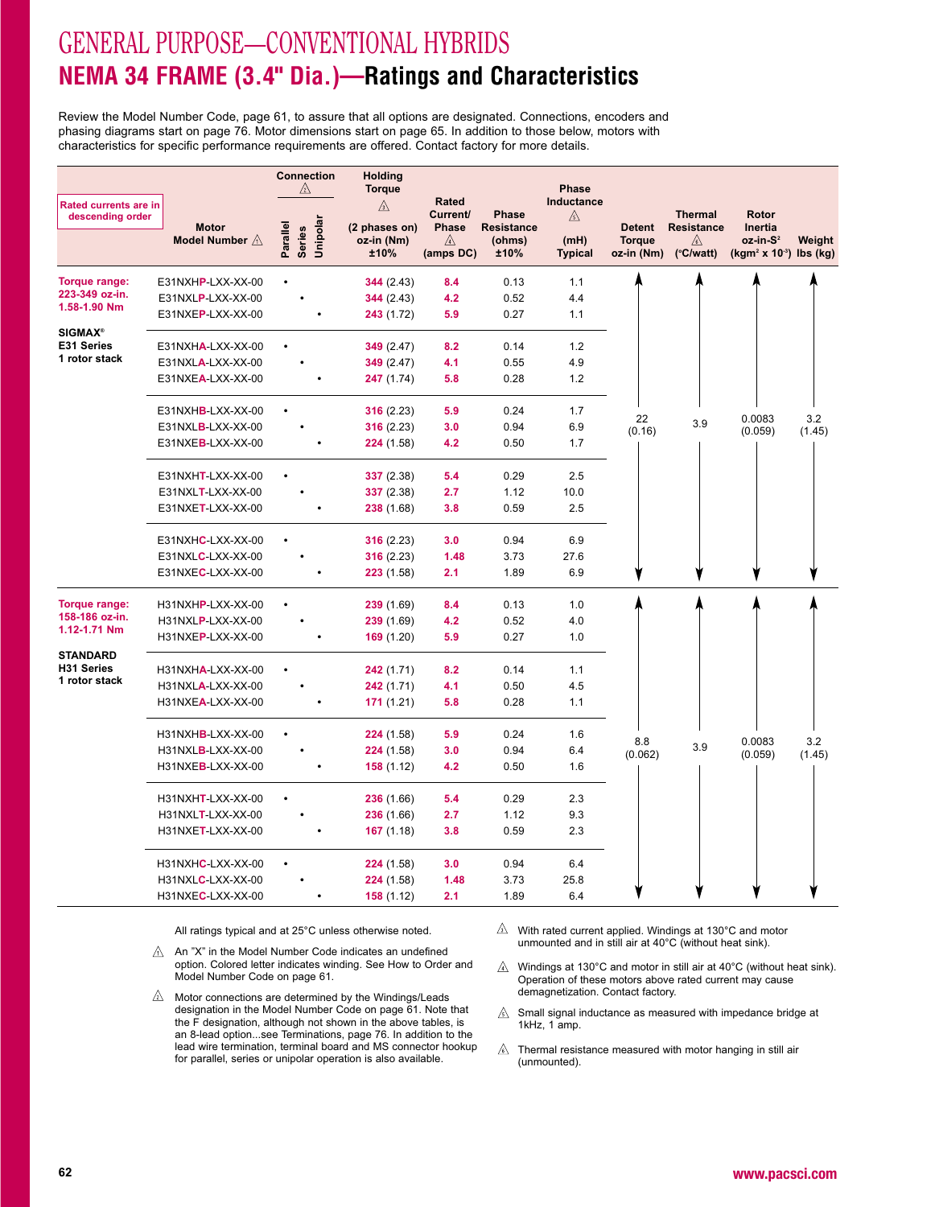# GENERAL PURPOSE—CONVENTIONAL HYBRIDS

## NEMA 34 FRAME (3.4" Dia.)—Ratings and Characteristics

Review the Model Number Code, page 61, to assure that all options are designated. Connections, encoders and phasing diagrams start on page 76. Motor dimensions start on page 65. In addition to those below, motors with characteristics for specific performance requirements are offered. Contact factory for more details.

| Rated currents are in descending order | Motor Model Number ⚠ | Connection ⚠ Parallel | Series | Unipolar | Holding Torque ⚠ (2 phases on) oz-in (Nm) ±10% | Rated Current/ Phase ⚠ (amps DC) | Phase Resistance (ohms) ±10% | Phase Inductance ⚠ (mH) Typical | Detent Torque oz-in (Nm) | Thermal Resistance ⚠ (°C/watt) | Rotor Inertia oz-in-S² (kgm² x 10⁻³) | Weight lbs (kg) |
|---|---|---|---|---|---|---|---|---|---|---|---|---|
| Torque range: 223-349 oz-in. 1.58-1.90 Nm | E31NXHP-LXX-XX-00 | • | | | 344 (2.43) | 8.4 | 0.13 | 1.1 | 22 (0.16) | 3.9 | 0.0083 (0.059) | 3.2 (1.45) |
| | E31NXLP-LXX-XX-00 | | • | | 344 (2.43) | 4.2 | 0.52 | 4.4 | | | | |
| | E31NXEP-LXX-XX-00 | | | • | 243 (1.72) | 5.9 | 0.27 | 1.1 | | | | |
| SIGMAX® E31 Series 1 rotor stack | E31NXHA-LXX-XX-00 | • | | | 349 (2.47) | 8.2 | 0.14 | 1.2 | | | | |
| | E31NXLA-LXX-XX-00 | | • | | 349 (2.47) | 4.1 | 0.55 | 4.9 | | | | |
| | E31NXEA-LXX-XX-00 | | | • | 247 (1.74) | 5.8 | 0.28 | 1.2 | | | | |
| | E31NXHB-LXX-XX-00 | • | | | 316 (2.23) | 5.9 | 0.24 | 1.7 | | | | |
| | E31NXLB-LXX-XX-00 | | • | | 316 (2.23) | 3.0 | 0.94 | 6.9 | | | | |
| | E31NXEB-LXX-XX-00 | | | • | 224 (1.58) | 4.2 | 0.50 | 1.7 | | | | |
| | E31NXHT-LXX-XX-00 | • | | | 337 (2.38) | 5.4 | 0.29 | 2.5 | | | | |
| | E31NXLT-LXX-XX-00 | | • | | 337 (2.38) | 2.7 | 1.12 | 10.0 | | | | |
| | E31NXET-LXX-XX-00 | | | • | 238 (1.68) | 3.8 | 0.59 | 2.5 | | | | |
| | E31NXHC-LXX-XX-00 | • | | | 316 (2.23) | 3.0 | 0.94 | 6.9 | | | | |
| | E31NXLC-LXX-XX-00 | | • | | 316 (2.23) | 1.48 | 3.73 | 27.6 | | | | |
| | E31NXEC-LXX-XX-00 | | | • | 223 (1.58) | 2.1 | 1.89 | 6.9 | | | | |
| Torque range: 158-186 oz-in. 1.12-1.71 Nm | H31NXHP-LXX-XX-00 | • | | | 239 (1.69) | 8.4 | 0.13 | 1.0 | 8.8 (0.062) | 3.9 | 0.0083 (0.059) | 3.2 (1.45) |
| | H31NXLP-LXX-XX-00 | | • | | 239 (1.69) | 4.2 | 0.52 | 4.0 | | | | |
| | H31NXEP-LXX-XX-00 | | | • | 169 (1.20) | 5.9 | 0.27 | 1.0 | | | | |
| STANDARD H31 Series 1 rotor stack | H31NXHA-LXX-XX-00 | • | | | 242 (1.71) | 8.2 | 0.14 | 1.1 | | | | |
| | H31NXLA-LXX-XX-00 | | • | | 242 (1.71) | 4.1 | 0.50 | 4.5 | | | | |
| | H31NXEA-LXX-XX-00 | | | • | 171 (1.21) | 5.8 | 0.28 | 1.1 | | | | |
| | H31NXHB-LXX-XX-00 | • | | | 224 (1.58) | 5.9 | 0.24 | 1.6 | | | | |
| | H31NXLB-LXX-XX-00 | | • | | 224 (1.58) | 3.0 | 0.94 | 6.4 | | | | |
| | H31NXEB-LXX-XX-00 | | | • | 158 (1.12) | 4.2 | 0.50 | 1.6 | | | | |
| | H31NXHT-LXX-XX-00 | • | | | 236 (1.66) | 5.4 | 0.29 | 2.3 | | | | |
| | H31NXLT-LXX-XX-00 | | • | | 236 (1.66) | 2.7 | 1.12 | 9.3 | | | | |
| | H31NXET-LXX-XX-00 | | | • | 167 (1.18) | 3.8 | 0.59 | 2.3 | | | | |
| | H31NXHC-LXX-XX-00 | • | | | 224 (1.58) | 3.0 | 0.94 | 6.4 | | | | |
| | H31NXLC-LXX-XX-00 | | • | | 224 (1.58) | 1.48 | 3.73 | 25.8 | | | | |
| | H31NXEC-LXX-XX-00 | | | • | 158 (1.12) | 2.1 | 1.89 | 6.4 | | | | |

All ratings typical and at 25°C unless otherwise noted.

⚠1 An "X" in the Model Number Code indicates an undefined option. Colored letter indicates winding. See How to Order and Model Number Code on page 61.

⚠2 Motor connections are determined by the Windings/Leads designation in the Model Number Code on page 61. Note that the F designation, although not shown in the above tables, is an 8-lead option...see Terminations, page 76. In addition to the lead wire termination, terminal board and MS connector hookup for parallel, series or unipolar operation is also available.

⚠3 With rated current applied. Windings at 130°C and motor unmounted and in still air at 40°C (without heat sink).

⚠4 Windings at 130°C and motor in still air at 40°C (without heat sink). Operation of these motors above rated current may cause demagnetization. Contact factory.

⚠5 Small signal inductance as measured with impedance bridge at 1kHz, 1 amp.

⚠6 Thermal resistance measured with motor hanging in still air (unmounted).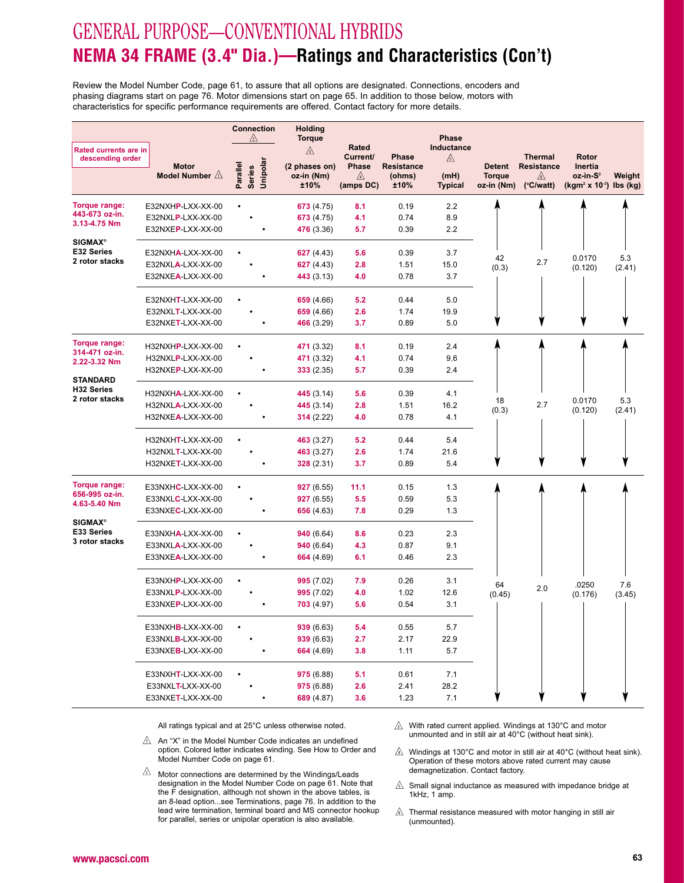# GENERAL PURPOSE—CONVENTIONAL HYBRIDS

## NEMA 34 FRAME (3.4" Dia.)—Ratings and Characteristics (Con't)

Review the Model Number Code, page 61, to assure that all options are designated. Connections, encoders and phasing diagrams start on page 76. Motor dimensions start on page 65. In addition to those below, motors with characteristics for specific performance requirements are offered. Contact factory for more details.

| Rated currents are in descending order | Motor Model Number ⚠1 | Connection ⚠2 Parallel | Series | Unipolar | Holding Torque ⚠3 (2 phases on) oz-in (Nm) ±10% | Rated Current/ Phase ⚠4 (amps DC) | Phase Resistance (ohms) ±10% | Phase Inductance ⚠5 (mH) Typical | Detent Torque oz-in (Nm) | Thermal Resistance ⚠6 (°C/watt) | Rotor Inertia oz-in-S² (kgm² x 10⁻³) | Weight lbs (kg) |
|---|---|---|---|---|---|---|---|---|---|---|---|---|
| Torque range: 443-673 oz-in. 3.13-4.75 Nm | E32NXHP-LXX-XX-00 | • | | | 673 (4.75) | 8.1 | 0.19 | 2.2 | 42 (0.3) | 2.7 | 0.0170 (0.120) | 5.3 (2.41) |
| SIGMAX® E32 Series 2 rotor stacks | E32NXLP-LXX-XX-00 | | • | | 673 (4.75) | 4.1 | 0.74 | 8.9 | | | | |
| | E32NXEP-LXX-XX-00 | | | • | 476 (3.36) | 5.7 | 0.39 | 2.2 | | | | |
| | E32NXHA-LXX-XX-00 | • | | | 627 (4.43) | 5.6 | 0.39 | 3.7 | | | | |
| | E32NXLA-LXX-XX-00 | | • | | 627 (4.43) | 2.8 | 1.51 | 15.0 | | | | |
| | E32NXEA-LXX-XX-00 | | | • | 443 (3.13) | 4.0 | 0.78 | 3.7 | | | | |
| | E32NXHT-LXX-XX-00 | • | | | 659 (4.66) | 5.2 | 0.44 | 5.0 | | | | |
| | E32NXLT-LXX-XX-00 | | • | | 659 (4.66) | 2.6 | 1.74 | 19.9 | | | | |
| | E32NXET-LXX-XX-00 | | | • | 466 (3.29) | 3.7 | 0.89 | 5.0 | | | | |
| Torque range: 314-471 oz-in. 2.22-3.32 Nm | H32NXHP-LXX-XX-00 | • | | | 471 (3.32) | 8.1 | 0.19 | 2.4 | 18 (0.3) | 2.7 | 0.0170 (0.120) | 5.3 (2.41) |
| STANDARD H32 Series 2 rotor stacks | H32NXLP-LXX-XX-00 | | • | | 471 (3.32) | 4.1 | 0.74 | 9.6 | | | | |
| | H32NXEP-LXX-XX-00 | | | • | 333 (2.35) | 5.7 | 0.39 | 2.4 | | | | |
| | H32NXHA-LXX-XX-00 | • | | | 445 (3.14) | 5.6 | 0.39 | 4.1 | | | | |
| | H32NXLA-LXX-XX-00 | | • | | 445 (3.14) | 2.8 | 1.51 | 16.2 | | | | |
| | H32NXEA-LXX-XX-00 | | | • | 314 (2.22) | 4.0 | 0.78 | 4.1 | | | | |
| | H32NXHT-LXX-XX-00 | • | | | 463 (3.27) | 5.2 | 0.44 | 5.4 | | | | |
| | H32NXLT-LXX-XX-00 | | • | | 463 (3.27) | 2.6 | 1.74 | 21.6 | | | | |
| | H32NXET-LXX-XX-00 | | | • | 328 (2.31) | 3.7 | 0.89 | 5.4 | | | | |
| Torque range: 656-995 oz-in. 4.63-5.40 Nm | E33NXHC-LXX-XX-00 | • | | | 927 (6.55) | 11.1 | 0.15 | 1.3 | 64 (0.45) | 2.0 | .0250 (0.176) | 7.6 (3.45) |
| SIGMAX® E33 Series 3 rotor stacks | E33NXLC-LXX-XX-00 | | • | | 927 (6.55) | 5.5 | 0.59 | 5.3 | | | | |
| | E33NXEC-LXX-XX-00 | | | • | 656 (4.63) | 7.8 | 0.29 | 1.3 | | | | |
| | E33NXHA-LXX-XX-00 | • | | | 940 (6.64) | 8.6 | 0.23 | 2.3 | | | | |
| | E33NXLA-LXX-XX-00 | | • | | 940 (6.64) | 4.3 | 0.87 | 9.1 | | | | |
| | E33NXEA-LXX-XX-00 | | | • | 664 (4.69) | 6.1 | 0.46 | 2.3 | | | | |
| | E33NXHP-LXX-XX-00 | • | | | 995 (7.02) | 7.9 | 0.26 | 3.1 | | | | |
| | E33NXLP-LXX-XX-00 | | • | | 995 (7.02) | 4.0 | 1.02 | 12.6 | | | | |
| | E33NXEP-LXX-XX-00 | | | • | 703 (4.97) | 5.6 | 0.54 | 3.1 | | | | |
| | E33NXHB-LXX-XX-00 | • | | | 939 (6.63) | 5.4 | 0.55 | 5.7 | | | | |
| | E33NXLB-LXX-XX-00 | | • | | 939 (6.63) | 2.7 | 2.17 | 22.9 | | | | |
| | E33NXEB-LXX-XX-00 | | | • | 664 (4.69) | 3.8 | 1.11 | 5.7 | | | | |
| | E33NXHT-LXX-XX-00 | • | | | 975 (6.88) | 5.1 | 0.61 | 7.1 | | | | |
| | E33NXLT-LXX-XX-00 | | • | | 975 (6.88) | 2.6 | 2.41 | 28.2 | | | | |
| | E33NXET-LXX-XX-00 | | | • | 689 (4.87) | 3.6 | 1.23 | 7.1 | | | | |

All ratings typical and at 25°C unless otherwise noted.

⚠1 An "X" in the Model Number Code indicates an undefined option. Colored letter indicates winding. See How to Order and Model Number Code on page 61.

⚠2 Motor connections are determined by the Windings/Leads designation in the Model Number Code on page 61. Note that the F designation, although not shown in the above tables, is an 8-lead option...see Terminations, page 76. In addition to the lead wire termination, terminal board and MS connector hookup for parallel, series or unipolar operation is also available.

⚠3 With rated current applied. Windings at 130°C and motor unmounted and in still air at 40°C (without heat sink).

⚠4 Windings at 130°C and motor in still air at 40°C (without heat sink). Operation of these motors above rated current may cause demagnetization. Contact factory.

⚠5 Small signal inductance as measured with impedance bridge at 1kHz, 1 amp.

⚠6 Thermal resistance measured with motor hanging in still air (unmounted).

www.pacsci.com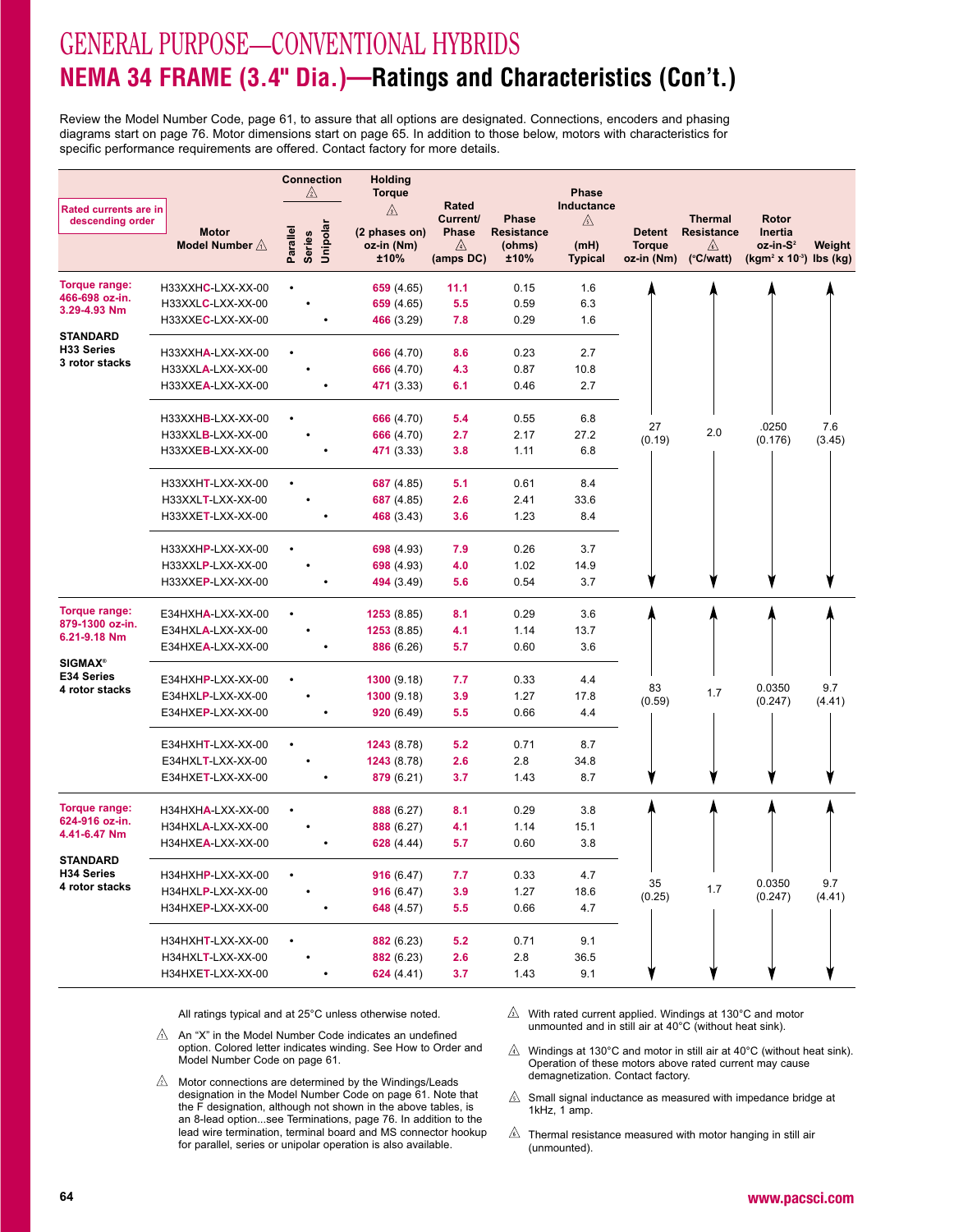# GENERAL PURPOSE—CONVENTIONAL HYBRIDS

## NEMA 34 FRAME (3.4" Dia.)—Ratings and Characteristics (Con't.)

Review the Model Number Code, page 61, to assure that all options are designated. Connections, encoders and phasing diagrams start on page 76. Motor dimensions start on page 65. In addition to those below, motors with characteristics for specific performance requirements are offered. Contact factory for more details.

| Rated currents are in descending order | Motor Model Number ⚠1 | Connection ⚠2 Parallel | Series | Unipolar | Holding Torque ⚠3 (2 phases on) oz-in (Nm) ±10% | Rated Current/ Phase ⚠4 (amps DC) | Phase Resistance (ohms) ±10% | Phase Inductance ⚠5 (mH) Typical | Detent Torque oz-in (Nm) | Thermal Resistance ⚠6 (°C/watt) | Rotor Inertia oz-in-S² (kgm² x 10⁻³) | Weight lbs (kg) |
|---|---|---|---|---|---|---|---|---|---|---|---|---|
| **Torque range: 466-698 oz-in. 3.29-4.93 Nm** | H33XXHC-LXX-XX-00 | • | | | 659 (4.65) | 11.1 | 0.15 | 1.6 | 27 (0.19) | 2.0 | .0250 (0.176) | 7.6 (3.45) |
| | H33XXLC-LXX-XX-00 | | • | | 659 (4.65) | 5.5 | 0.59 | 6.3 | | | | |
| | H33XXEC-LXX-XX-00 | | | • | 466 (3.29) | 7.8 | 0.29 | 1.6 | | | | |
| **STANDARD H33 Series 3 rotor stacks** | H33XXHA-LXX-XX-00 | • | | | 666 (4.70) | 8.6 | 0.23 | 2.7 | | | | |
| | H33XXLA-LXX-XX-00 | | • | | 666 (4.70) | 4.3 | 0.87 | 10.8 | | | | |
| | H33XXEA-LXX-XX-00 | | | • | 471 (3.33) | 6.1 | 0.46 | 2.7 | | | | |
| | H33XXHB-LXX-XX-00 | • | | | 666 (4.70) | 5.4 | 0.55 | 6.8 | | | | |
| | H33XXLB-LXX-XX-00 | | • | | 666 (4.70) | 2.7 | 2.17 | 27.2 | | | | |
| | H33XXEB-LXX-XX-00 | | | • | 471 (3.33) | 3.8 | 1.11 | 6.8 | | | | |
| | H33XXHT-LXX-XX-00 | • | | | 687 (4.85) | 5.1 | 0.61 | 8.4 | | | | |
| | H33XXLT-LXX-XX-00 | | • | | 687 (4.85) | 2.6 | 2.41 | 33.6 | | | | |
| | H33XXET-LXX-XX-00 | | | • | 468 (3.43) | 3.6 | 1.23 | 8.4 | | | | |
| | H33XXHP-LXX-XX-00 | • | | | 698 (4.93) | 7.9 | 0.26 | 3.7 | | | | |
| | H33XXLP-LXX-XX-00 | | • | | 698 (4.93) | 4.0 | 1.02 | 14.9 | | | | |
| | H33XXEP-LXX-XX-00 | | | • | 494 (3.49) | 5.6 | 0.54 | 3.7 | | | | |
| **Torque range: 879-1300 oz-in. 6.21-9.18 Nm** | E34HXHA-LXX-XX-00 | • | | | 1253 (8.85) | 8.1 | 0.29 | 3.6 | 83 (0.59) | 1.7 | 0.0350 (0.247) | 9.7 (4.41) |
| | E34HXLA-LXX-XX-00 | | • | | 1253 (8.85) | 4.1 | 1.14 | 13.7 | | | | |
| | E34HXEA-LXX-XX-00 | | | • | 886 (6.26) | 5.7 | 0.60 | 3.6 | | | | |
| **SIGMAX® E34 Series 4 rotor stacks** | E34HXHP-LXX-XX-00 | • | | | 1300 (9.18) | 7.7 | 0.33 | 4.4 | | | | |
| | E34HXLP-LXX-XX-00 | | • | | 1300 (9.18) | 3.9 | 1.27 | 17.8 | | | | |
| | E34HXEP-LXX-XX-00 | | | • | 920 (6.49) | 5.5 | 0.66 | 4.4 | | | | |
| | E34HXHT-LXX-XX-00 | • | | | 1243 (8.78) | 5.2 | 0.71 | 8.7 | | | | |
| | E34HXLT-LXX-XX-00 | | • | | 1243 (8.78) | 2.6 | 2.8 | 34.8 | | | | |
| | E34HXET-LXX-XX-00 | | | • | 879 (6.21) | 3.7 | 1.43 | 8.7 | | | | |
| **Torque range: 624-916 oz-in. 4.41-6.47 Nm** | H34HXHA-LXX-XX-00 | • | | | 888 (6.27) | 8.1 | 0.29 | 3.8 | 35 (0.25) | 1.7 | 0.0350 (0.247) | 9.7 (4.41) |
| | H34HXLA-LXX-XX-00 | | • | | 888 (6.27) | 4.1 | 1.14 | 15.1 | | | | |
| | H34HXEA-LXX-XX-00 | | | • | 628 (4.44) | 5.7 | 0.60 | 3.8 | | | | |
| **STANDARD H34 Series 4 rotor stacks** | H34HXHP-LXX-XX-00 | • | | | 916 (6.47) | 7.7 | 0.33 | 4.7 | | | | |
| | H34HXLP-LXX-XX-00 | | • | | 916 (6.47) | 3.9 | 1.27 | 18.6 | | | | |
| | H34HXEP-LXX-XX-00 | | | • | 648 (4.57) | 5.5 | 0.66 | 4.7 | | | | |
| | H34HXHT-LXX-XX-00 | • | | | 882 (6.23) | 5.2 | 0.71 | 9.1 | | | | |
| | H34HXLT-LXX-XX-00 | | • | | 882 (6.23) | 2.6 | 2.8 | 36.5 | | | | |
| | H34HXET-LXX-XX-00 | | | • | 624 (4.41) | 3.7 | 1.43 | 9.1 | | | | |

All ratings typical and at 25°C unless otherwise noted.

⚠1 An "X" in the Model Number Code indicates an undefined option. Colored letter indicates winding. See How to Order and Model Number Code on page 61.

⚠2 Motor connections are determined by the Windings/Leads designation in the Model Number Code on page 61. Note that the F designation, although not shown in the above tables, is an 8-lead option...see Terminations, page 76. In addition to the lead wire termination, terminal board and MS connector hookup for parallel, series or unipolar operation is also available.

⚠3 With rated current applied. Windings at 130°C and motor unmounted and in still air at 40°C (without heat sink).

⚠4 Windings at 130°C and motor in still air at 40°C (without heat sink). Operation of these motors above rated current may cause demagnetization. Contact factory.

⚠5 Small signal inductance as measured with impedance bridge at 1kHz, 1 amp.

⚠6 Thermal resistance measured with motor hanging in still air (unmounted).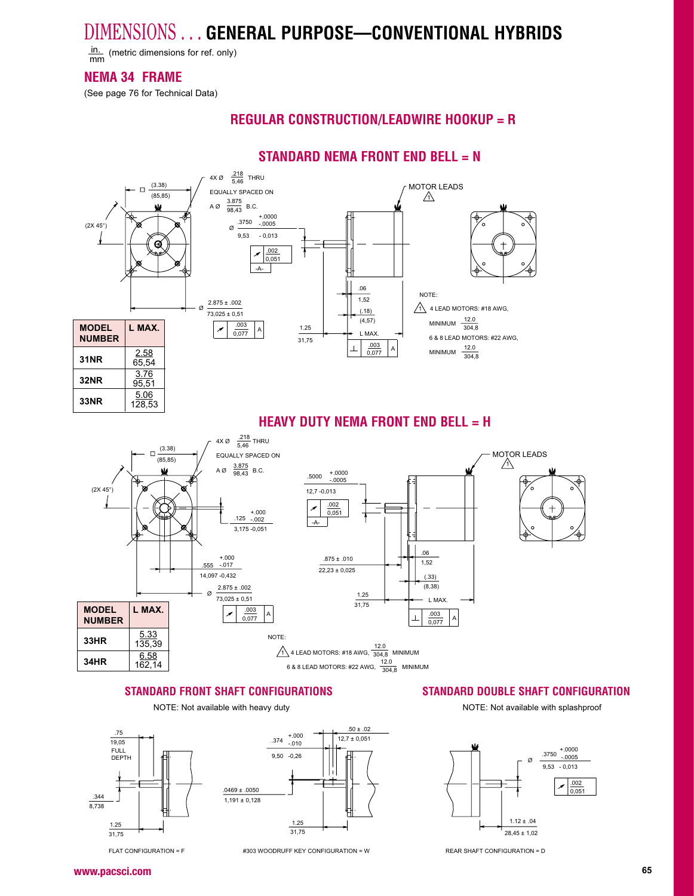# DIMENSIONS . . . GENERAL PURPOSE—CONVENTIONAL HYBRIDS

in./mm (metric dimensions for ref. only)

## NEMA 34 FRAME

(See page 76 for Technical Data)

## REGULAR CONSTRUCTION/LEADWIRE HOOKUP = R

### STANDARD NEMA FRONT END BELL = N

□ (3.38) / (85,85)

(2X 45°)

4X Ø .218/5,46 THRU EQUALLY SPACED ON A Ø 3.875/98,43 B.C.

Ø .3750 +.0000 -.0005 / 9,53 - 0,013

.002/0,051 -A-

Ø 2.875 ± .002 / 73,025 ± 0,51

.003/0,077 A

.06/1,52

(.18)/(4,57)

1.25/31,75

L MAX.

⊥ .003/0,077 A

MOTOR LEADS ⚠1

NOTE:

⚠1 4 LEAD MOTORS: #18 AWG, MINIMUM 12.0/304,8

6 & 8 LEAD MOTORS: #22 AWG, MINIMUM 12.0/304,8

| MODEL NUMBER | L MAX. |
|---|---|
| 31NR | 2.58 / 65,54 |
| 32NR | 3.76 / 95,51 |
| 33NR | 5.06 / 128,53 |

### HEAVY DUTY NEMA FRONT END BELL = H

□ (3.38) / (85,85)

(2X 45°)

4X Ø .218/5,46 THRU EQUALLY SPACED ON A Ø 3.875/98,43 B.C.

.125 +.000 -.002 / 3,175 -0,051

.555 +.000 -.017 / 14,097 -0,432

Ø 2.875 ± .002 / 73,025 ± 0,51

.003/0,077 A

.5000 +.0000 -.0005 / 12,7 -0,013

.002/0,051 -A-

.875 ± .010 / 22,23 ± 0,025

.06/1,52

(.33)/(8,38)

1.25/31,75

L MAX.

⊥ .003/0,077 A

MOTOR LEADS ⚠1

NOTE:

⚠1 4 LEAD MOTORS: #18 AWG, 12.0/304,8 MINIMUM

6 & 8 LEAD MOTORS: #22 AWG, 12.0/304,8 MINIMUM

| MODEL NUMBER | L MAX. |
|---|---|
| 33HR | 5.33 / 135,39 |
| 34HR | 6.58 / 162,14 |

## STANDARD FRONT SHAFT CONFIGURATIONS

NOTE: Not available with heavy duty

.75/19,05 FULL DEPTH

.344/8,738

1.25/31,75

FLAT CONFIGURATION = F

.374 +.000 -.010 / 9,50 -0,26

.50 ± .02 / 12,7 ± 0,051

.0469 ± .0050 / 1,191 ± 0,128

1.25/31,75

#303 WOODRUFF KEY CONFIGURATION = W

## STANDARD DOUBLE SHAFT CONFIGURATION

NOTE: Not available with splashproof

Ø .3750 +.0000 -.0005 / 9,53 - 0,013

.002/0,051

1.12 ± .04 / 28,45 ± 1,02

REAR SHAFT CONFIGURATION = D

www.pacsci.com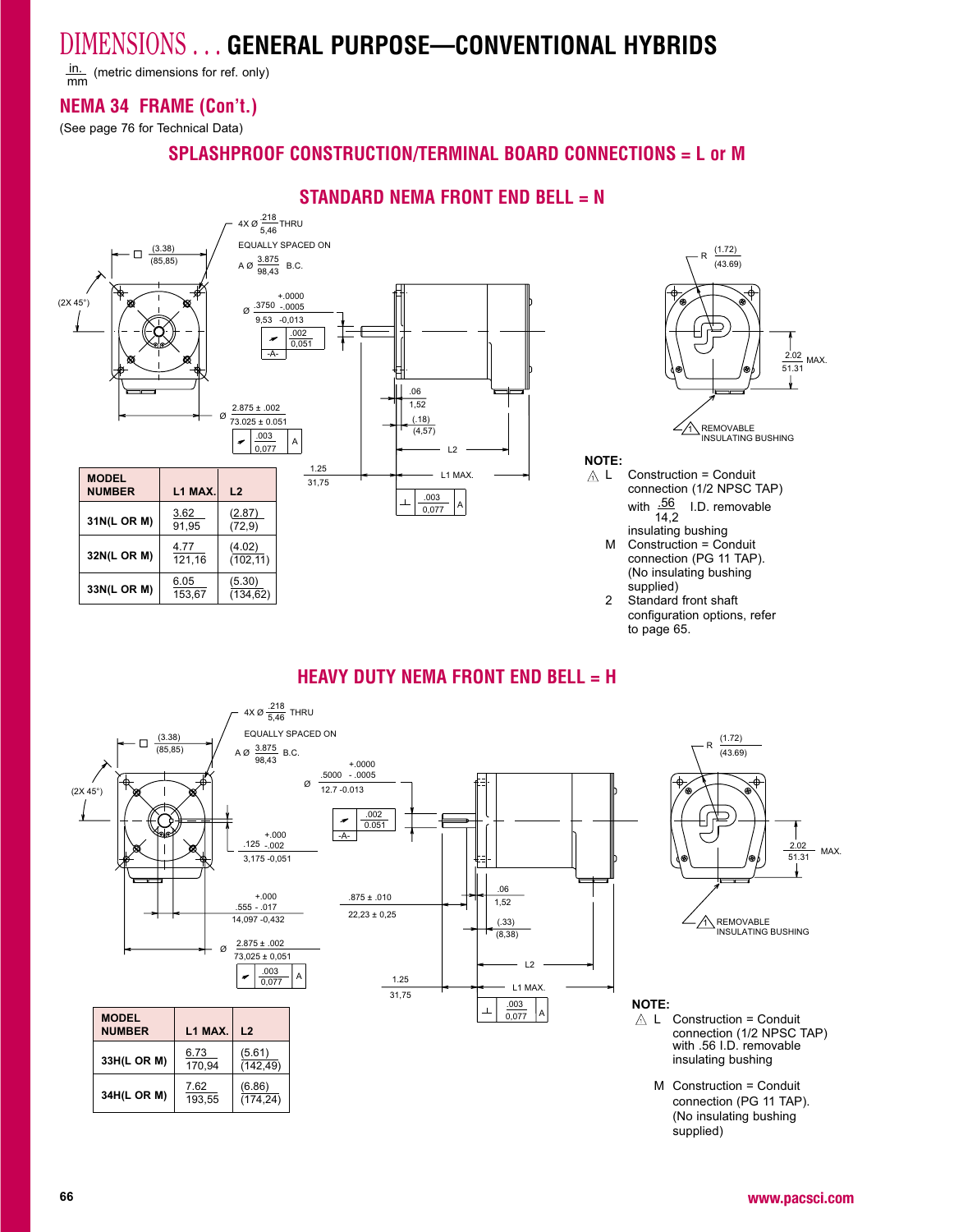# DIMENSIONS . . . GENERAL PURPOSE—CONVENTIONAL HYBRIDS

in./mm (metric dimensions for ref. only)

## NEMA 34 FRAME (Con't.)

(See page 76 for Technical Data)

## SPLASHPROOF CONSTRUCTION/TERMINAL BOARD CONNECTIONS = L or M

### STANDARD NEMA FRONT END BELL = N

4X Ø .218/5,46 THRU EQUALLY SPACED ON A Ø 3.875/98,43 B.C.

□ (3.38)/(85,85)

(2X 45°)

Ø .3750 +.0000/-.0005; 9,53 -0,013

.002/0,051 -A-

Ø 2.875 ± .002; 73.025 ± 0.051

.003/0,077 A

.06/1,52

(.18)/(4,57)

L2

1.25/31,75

L1 MAX.

.003/0,077 A

R (1.72)/(43.69)

2.02/51.31 MAX.

1 REMOVABLE INSULATING BUSHING

| MODEL NUMBER | L1 MAX. | L2 |
|---|---|---|
| 31N(L OR M) | 3.62 / 91,95 | (2.87) / (72,9) |
| 32N(L OR M) | 4.77 / 121,16 | (4.02) / (102,11) |
| 33N(L OR M) | 6.05 / 153,67 | (5.30) / (134,62) |

**NOTE:**

1. L Construction = Conduit connection (1/2 NPSC TAP) with .56/14,2 I.D. removable insulating bushing

   M Construction = Conduit connection (PG 11 TAP). (No insulating bushing supplied)

2. Standard front shaft configuration options, refer to page 65.

### HEAVY DUTY NEMA FRONT END BELL = H

4X Ø .218/5,46 THRU EQUALLY SPACED ON A Ø 3.875/98,43 B.C.

□ (3.38)/(85,85)

(2X 45°)

Ø .5000 +.0000/-.0005; 12.7 -0.013

.002/0.051 -A-

.125 +.000/-.002; 3,175 -0,051

.555 +.000/-.017; 14,097 -0,432

Ø 2.875 ± .002; 73,025 ± 0,051

.003/0,077 A

.875 ± .010; 22,23 ± 0,25

.06/1,52

(.33)/(8,38)

L2

1.25/31,75

L1 MAX.

.003/0,077 A

R (1.72)/(43.69)

2.02/51.31 MAX.

1 REMOVABLE INSULATING BUSHING

| MODEL NUMBER | L1 MAX. | L2 |
|---|---|---|
| 33H(L OR M) | 6.73 / 170,94 | (5.61) / (142,49) |
| 34H(L OR M) | 7.62 / 193,55 | (6.86) / (174,24) |

**NOTE:**

1. L Construction = Conduit connection (1/2 NPSC TAP) with .56 I.D. removable insulating bushing

   M Construction = Conduit connection (PG 11 TAP). (No insulating bushing supplied)

www.pacsci.com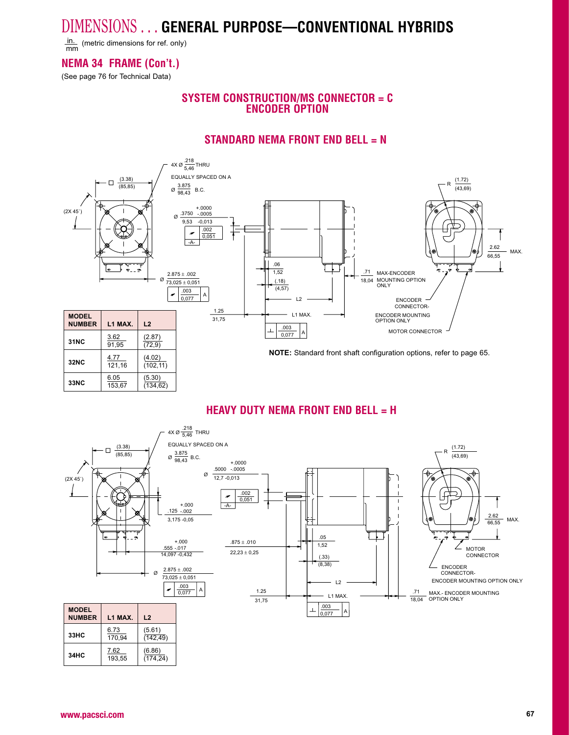# DIMENSIONS . . . GENERAL PURPOSE—CONVENTIONAL HYBRIDS

in./mm (metric dimensions for ref. only)

## NEMA 34 FRAME (Con't.)

(See page 76 for Technical Data)

## SYSTEM CONSTRUCTION/MS CONNECTOR = C ENCODER OPTION

### STANDARD NEMA FRONT END BELL = N

4X Ø .218/5,46 THRU
EQUALLY SPACED ON A
Ø 3.875/98,43 B.C.

□ (3.38)/(85,85)

(2X 45°)

Ø .3750 +.0000 -.0005 / 9,53 -0,013

.002/0,051 -A-

Ø 2.875 ± .002 / 73,025 ± 0,051

.003/0,077 A

.06/1,52

(.18)/(4,57)

L2

1.25/31,75

L1 MAX.

.003/0,077 A

.71/18,04 MAX-ENCODER MOUNTING OPTION ONLY

R (1.72)/(43,69)

2.62/66,55 MAX.

ENCODER CONNECTOR- ENCODER MOUNTING OPTION ONLY

MOTOR CONNECTOR

| MODEL NUMBER | L1 MAX. | L2 |
|---|---|---|
| 31NC | 3.62 / 91,95 | (2.87) / (72,9) |
| 32NC | 4.77 / 121,16 | (4.02) / (102,11) |
| 33NC | 6.05 / 153,67 | (5.30) / (134,62) |

**NOTE:** Standard front shaft configuration options, refer to page 65.

### HEAVY DUTY NEMA FRONT END BELL = H

4X Ø .218/5,46 THRU
EQUALLY SPACED ON A
Ø 3.875/98,43 B.C.

□ (3.38)/(85,85)

(2X 45°)

Ø .5000 +.0000 -.0005 / 12,7 -0,013

.002/0,051 -A-

.125 +.000 -.002 / 3,175 -0,05

.555 +.000 -.017 / 14,097 -0,432

Ø 2.875 ± .002 / 73,025 ± 0,051

.003/0,077 A

.875 ± .010 / 22,23 ± 0,25

.05/1,52

(.33)/(8,38)

L2

1.25/31,75

L1 MAX.

.003/0,077 A

R (1.72)/(43,69)

2.62/66,55 MAX.

MOTOR CONNECTOR

ENCODER CONNECTOR- ENCODER MOUNTING OPTION ONLY

.71/18,04 MAX.- ENCODER MOUNTING OPTION ONLY

| MODEL NUMBER | L1 MAX. | L2 |
|---|---|---|
| 33HC | 6.73 / 170,94 | (5.61) / (142,49) |
| 34HC | 7.62 / 193,55 | (6.86) / (174,24) |

www.pacsci.com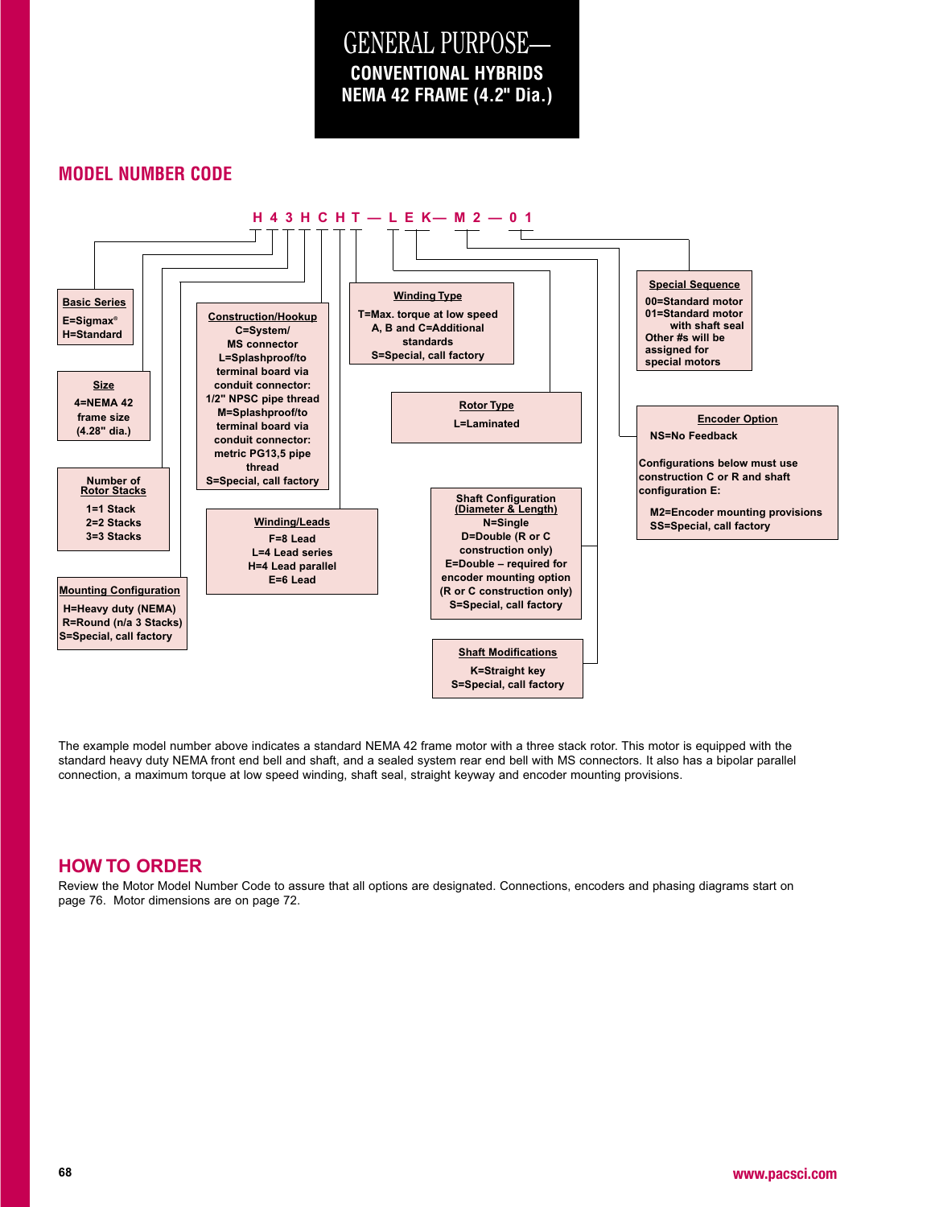# GENERAL PURPOSE—
## CONVENTIONAL HYBRIDS
## NEMA 42 FRAME (4.2" Dia.)

## MODEL NUMBER CODE

**H 4 3 H C H T — L E K— M 2 — 0 1**

**Basic Series**
E=Sigmax®
H=Standard

**Size**
4=NEMA 42 frame size (4.28" dia.)

**Number of Rotor Stacks**
1=1 Stack
2=2 Stacks
3=3 Stacks

**Mounting Configuration**
H=Heavy duty (NEMA)
R=Round (n/a 3 Stacks)
S=Special, call factory

**Construction/Hookup**
C=System/ MS connector
L=Splashproof/to terminal board via conduit connector: 1/2" NPSC pipe thread
M=Splashproof/to terminal board via conduit connector: metric PG13,5 pipe thread
S=Special, call factory

**Winding/Leads**
F=8 Lead
L=4 Lead series
H=4 Lead parallel
E=6 Lead

**Winding Type**
T=Max. torque at low speed
A, B and C=Additional standards
S=Special, call factory

**Rotor Type**
L=Laminated

**Shaft Configuration (Diameter & Length)**
N=Single
D=Double (R or C construction only)
E=Double – required for encoder mounting option (R or C construction only)
S=Special, call factory

**Shaft Modifications**
K=Straight key
S=Special, call factory

**Special Sequence**
00=Standard motor
01=Standard motor with shaft seal
Other #s will be assigned for special motors

**Encoder Option**
NS=No Feedback

Configurations below must use construction C or R and shaft configuration E:

M2=Encoder mounting provisions
SS=Special, call factory

The example model number above indicates a standard NEMA 42 frame motor with a three stack rotor. This motor is equipped with the standard heavy duty NEMA front end bell and shaft, and a sealed system rear end bell with MS connectors. It also has a bipolar parallel connection, a maximum torque at low speed winding, shaft seal, straight keyway and encoder mounting provisions.

## HOW TO ORDER

Review the Motor Model Number Code to assure that all options are designated. Connections, encoders and phasing diagrams start on page 76. Motor dimensions are on page 72.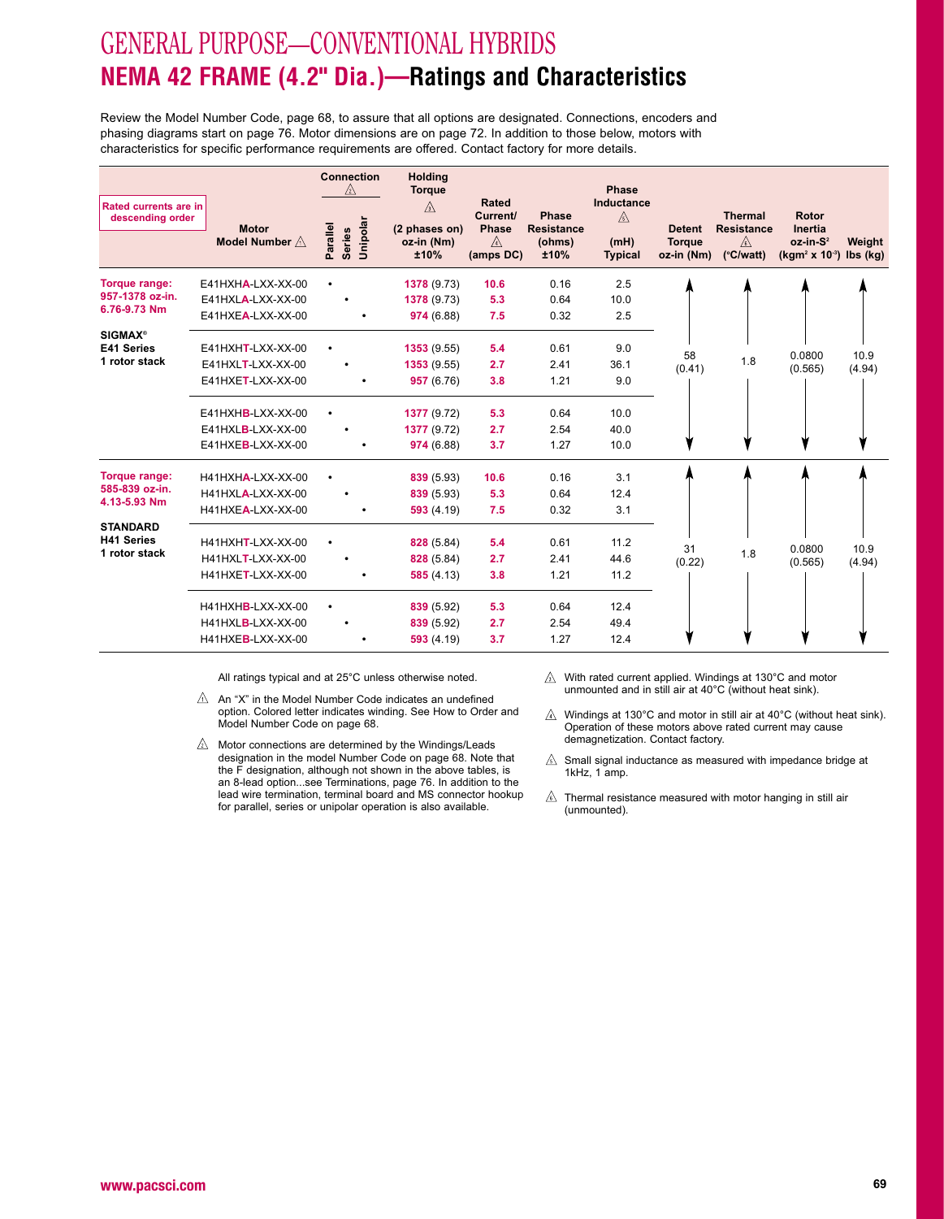# GENERAL PURPOSE—CONVENTIONAL HYBRIDS

## NEMA 42 FRAME (4.2" Dia.)—Ratings and Characteristics

Review the Model Number Code, page 68, to assure that all options are designated. Connections, encoders and phasing diagrams start on page 76. Motor dimensions are on page 72. In addition to those below, motors with characteristics for specific performance requirements are offered. Contact factory for more details.

| Rated currents are in descending order | Motor Model Number ⚠ | Connection ⚠ Parallel | Series | Unipolar | Holding Torque ⚠ (2 phases on) oz-in (Nm) ±10% | Rated Current/ Phase ⚠ (amps DC) | Phase Resistance (ohms) ±10% | Phase Inductance ⚠ (mH) Typical | Detent Torque oz-in (Nm) | Thermal Resistance ⚠ (°C/watt) | Rotor Inertia oz-in-S² (kgm² x 10⁻³) | Weight lbs (kg) |
|---|---|---|---|---|---|---|---|---|---|---|---|---|
| **Torque range: 957-1378 oz-in. 6.76-9.73 Nm** | E41HXHA-LXX-XX-00 | • | | | **1378** (9.73) | **10.6** | 0.16 | 2.5 | 58 (0.41) | 1.8 | 0.0800 (0.565) | 10.9 (4.94) |
| | E41HXLA-LXX-XX-00 | | • | | **1378** (9.73) | **5.3** | 0.64 | 10.0 | | | | |
| | E41HXEA-LXX-XX-00 | | | • | **974** (6.88) | **7.5** | 0.32 | 2.5 | | | | |
| **SIGMAX® E41 Series 1 rotor stack** | E41HXHT-LXX-XX-00 | • | | | **1353** (9.55) | **5.4** | 0.61 | 9.0 | | | | |
| | E41HXLT-LXX-XX-00 | | • | | **1353** (9.55) | **2.7** | 2.41 | 36.1 | | | | |
| | E41HXET-LXX-XX-00 | | | • | **957** (6.76) | **3.8** | 1.21 | 9.0 | | | | |
| | E41HXHB-LXX-XX-00 | • | | | **1377** (9.72) | **5.3** | 0.64 | 10.0 | | | | |
| | E41HXLB-LXX-XX-00 | | • | | **1377** (9.72) | **2.7** | 2.54 | 40.0 | | | | |
| | E41HXEB-LXX-XX-00 | | | • | **974** (6.88) | **3.7** | 1.27 | 10.0 | | | | |
| **Torque range: 585-839 oz-in. 4.13-5.93 Nm** | H41HXHA-LXX-XX-00 | • | | | **839** (5.93) | **10.6** | 0.16 | 3.1 | 31 (0.22) | 1.8 | 0.0800 (0.565) | 10.9 (4.94) |
| | H41HXLA-LXX-XX-00 | | • | | **839** (5.93) | **5.3** | 0.64 | 12.4 | | | | |
| | H41HXEA-LXX-XX-00 | | | • | **593** (4.19) | **7.5** | 0.32 | 3.1 | | | | |
| **STANDARD H41 Series 1 rotor stack** | H41HXHT-LXX-XX-00 | • | | | **828** (5.84) | **5.4** | 0.61 | 11.2 | | | | |
| | H41HXLT-LXX-XX-00 | | • | | **828** (5.84) | **2.7** | 2.41 | 44.6 | | | | |
| | H41HXET-LXX-XX-00 | | | • | **585** (4.13) | **3.8** | 1.21 | 11.2 | | | | |
| | H41HXHB-LXX-XX-00 | • | | | **839** (5.92) | **5.3** | 0.64 | 12.4 | | | | |
| | H41HXLB-LXX-XX-00 | | • | | **839** (5.92) | **2.7** | 2.54 | 49.4 | | | | |
| | H41HXEB-LXX-XX-00 | | | • | **593** (4.19) | **3.7** | 1.27 | 12.4 | | | | |

All ratings typical and at 25°C unless otherwise noted.

⚠1 An "X" in the Model Number Code indicates an undefined option. Colored letter indicates winding. See How to Order and Model Number Code on page 68.

⚠2 Motor connections are determined by the Windings/Leads designation in the model Number Code on page 68. Note that the F designation, although not shown in the above tables, is an 8-lead option...see Terminations, page 76. In addition to the lead wire termination, terminal board and MS connector hookup for parallel, series or unipolar operation is also available.

⚠3 With rated current applied. Windings at 130°C and motor unmounted and in still air at 40°C (without heat sink).

⚠4 Windings at 130°C and motor in still air at 40°C (without heat sink). Operation of these motors above rated current may cause demagnetization. Contact factory.

⚠5 Small signal inductance as measured with impedance bridge at 1kHz, 1 amp.

⚠6 Thermal resistance measured with motor hanging in still air (unmounted).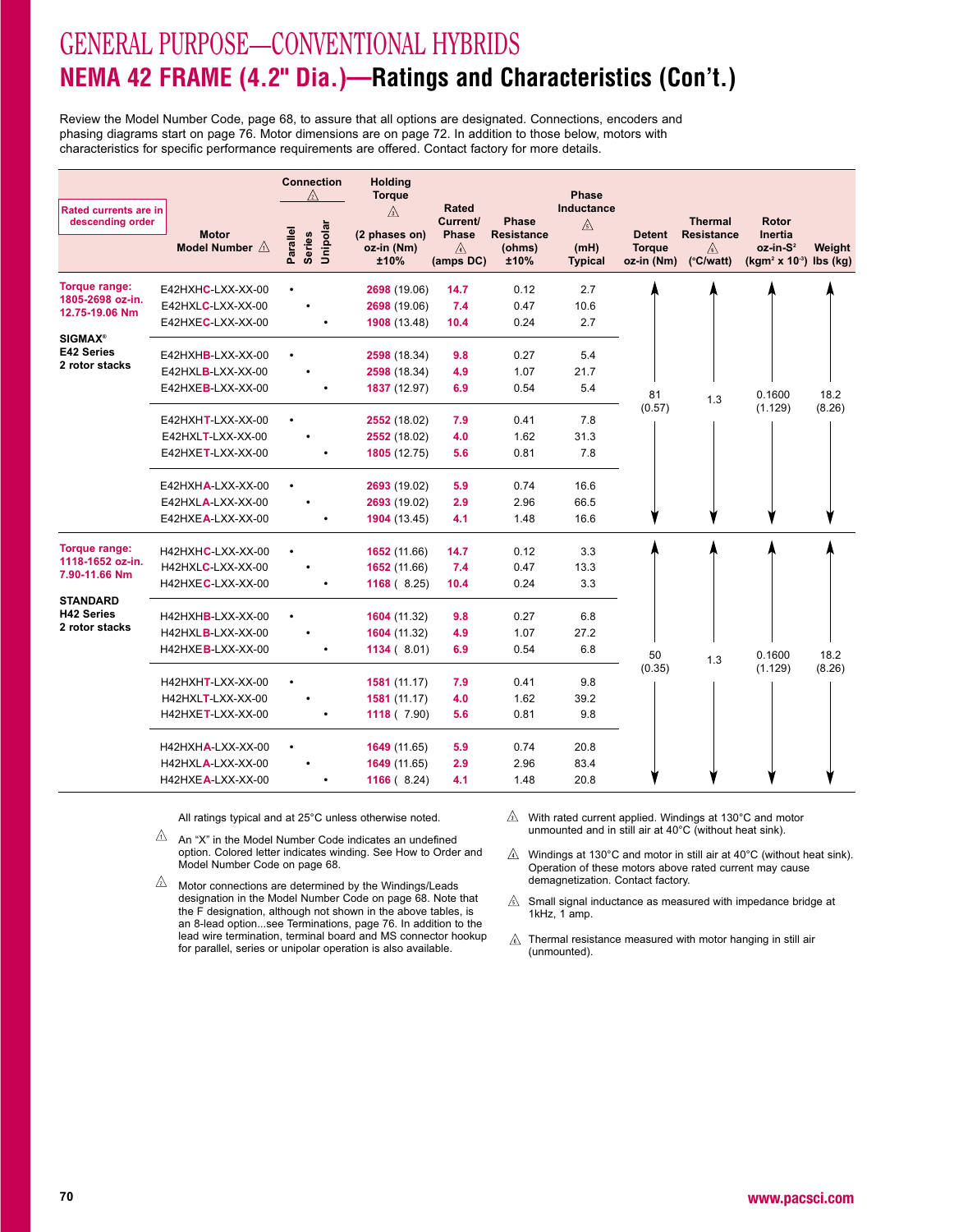# GENERAL PURPOSE—CONVENTIONAL HYBRIDS

## NEMA 42 FRAME (4.2" Dia.)—Ratings and Characteristics (Con't.)

Review the Model Number Code, page 68, to assure that all options are designated. Connections, encoders and phasing diagrams start on page 76. Motor dimensions are on page 72. In addition to those below, motors with characteristics for specific performance requirements are offered. Contact factory for more details.

| Rated currents are in descending order | Motor Model Number ⚠1 | Connection ⚠2 Parallel | Series | Unipolar | Holding Torque ⚠3 (2 phases on) oz-in (Nm) ±10% | Rated Current/ Phase ⚠4 (amps DC) | Phase Resistance (ohms) ±10% | Phase Inductance ⚠5 (mH) Typical | Detent Torque oz-in (Nm) | Thermal Resistance ⚠6 (°C/watt) | Rotor Inertia oz-in-S² (kgm² x 10⁻³) | Weight lbs (kg) |
|---|---|---|---|---|---|---|---|---|---|---|---|---|
| **Torque range: 1805-2698 oz-in. 12.75-19.06 Nm** | E42HXHC-LXX-XX-00 | • | | | 2698 (19.06) | 14.7 | 0.12 | 2.7 | 81 (0.57) | 1.3 | 0.1600 (1.129) | 18.2 (8.26) |
| | E42HXLC-LXX-XX-00 | | • | | 2698 (19.06) | 7.4 | 0.47 | 10.6 | 81 (0.57) | 1.3 | 0.1600 (1.129) | 18.2 (8.26) |
| | E42HXEC-LXX-XX-00 | | | • | 1908 (13.48) | 10.4 | 0.24 | 2.7 | 81 (0.57) | 1.3 | 0.1600 (1.129) | 18.2 (8.26) |
| **SIGMAX® E42 Series 2 rotor stacks** | E42HXHB-LXX-XX-00 | • | | | 2598 (18.34) | 9.8 | 0.27 | 5.4 | 81 (0.57) | 1.3 | 0.1600 (1.129) | 18.2 (8.26) |
| | E42HXLB-LXX-XX-00 | | • | | 2598 (18.34) | 4.9 | 1.07 | 21.7 | 81 (0.57) | 1.3 | 0.1600 (1.129) | 18.2 (8.26) |
| | E42HXEB-LXX-XX-00 | | | • | 1837 (12.97) | 6.9 | 0.54 | 5.4 | 81 (0.57) | 1.3 | 0.1600 (1.129) | 18.2 (8.26) |
| | E42HXHT-LXX-XX-00 | • | | | 2552 (18.02) | 7.9 | 0.41 | 7.8 | 81 (0.57) | 1.3 | 0.1600 (1.129) | 18.2 (8.26) |
| | E42HXLT-LXX-XX-00 | | • | | 2552 (18.02) | 4.0 | 1.62 | 31.3 | 81 (0.57) | 1.3 | 0.1600 (1.129) | 18.2 (8.26) |
| | E42HXET-LXX-XX-00 | | | • | 1805 (12.75) | 5.6 | 0.81 | 7.8 | 81 (0.57) | 1.3 | 0.1600 (1.129) | 18.2 (8.26) |
| | E42HXHA-LXX-XX-00 | • | | | 2693 (19.02) | 5.9 | 0.74 | 16.6 | 81 (0.57) | 1.3 | 0.1600 (1.129) | 18.2 (8.26) |
| | E42HXLA-LXX-XX-00 | | • | | 2693 (19.02) | 2.9 | 2.96 | 66.5 | 81 (0.57) | 1.3 | 0.1600 (1.129) | 18.2 (8.26) |
| | E42HXEA-LXX-XX-00 | | | • | 1904 (13.45) | 4.1 | 1.48 | 16.6 | 81 (0.57) | 1.3 | 0.1600 (1.129) | 18.2 (8.26) |
| **Torque range: 1118-1652 oz-in. 7.90-11.66 Nm** | H42HXHC-LXX-XX-00 | • | | | 1652 (11.66) | 14.7 | 0.12 | 3.3 | 50 (0.35) | 1.3 | 0.1600 (1.129) | 18.2 (8.26) |
| | H42HXLC-LXX-XX-00 | | • | | 1652 (11.66) | 7.4 | 0.47 | 13.3 | 50 (0.35) | 1.3 | 0.1600 (1.129) | 18.2 (8.26) |
| | H42HXEC-LXX-XX-00 | | | • | 1168 (8.25) | 10.4 | 0.24 | 3.3 | 50 (0.35) | 1.3 | 0.1600 (1.129) | 18.2 (8.26) |
| **STANDARD H42 Series 2 rotor stacks** | H42HXHB-LXX-XX-00 | • | | | 1604 (11.32) | 9.8 | 0.27 | 6.8 | 50 (0.35) | 1.3 | 0.1600 (1.129) | 18.2 (8.26) |
| | H42HXLB-LXX-XX-00 | | • | | 1604 (11.32) | 4.9 | 1.07 | 27.2 | 50 (0.35) | 1.3 | 0.1600 (1.129) | 18.2 (8.26) |
| | H42HXEB-LXX-XX-00 | | | • | 1134 (8.01) | 6.9 | 0.54 | 6.8 | 50 (0.35) | 1.3 | 0.1600 (1.129) | 18.2 (8.26) |
| | H42HXHT-LXX-XX-00 | • | | | 1581 (11.17) | 7.9 | 0.41 | 9.8 | 50 (0.35) | 1.3 | 0.1600 (1.129) | 18.2 (8.26) |
| | H42HXLT-LXX-XX-00 | | • | | 1581 (11.17) | 4.0 | 1.62 | 39.2 | 50 (0.35) | 1.3 | 0.1600 (1.129) | 18.2 (8.26) |
| | H42HXET-LXX-XX-00 | | | • | 1118 (7.90) | 5.6 | 0.81 | 9.8 | 50 (0.35) | 1.3 | 0.1600 (1.129) | 18.2 (8.26) |
| | H42HXHA-LXX-XX-00 | • | | | 1649 (11.65) | 5.9 | 0.74 | 20.8 | 50 (0.35) | 1.3 | 0.1600 (1.129) | 18.2 (8.26) |
| | H42HXLA-LXX-XX-00 | | • | | 1649 (11.65) | 2.9 | 2.96 | 83.4 | 50 (0.35) | 1.3 | 0.1600 (1.129) | 18.2 (8.26) |
| | H42HXEA-LXX-XX-00 | | | • | 1166 (8.24) | 4.1 | 1.48 | 20.8 | 50 (0.35) | 1.3 | 0.1600 (1.129) | 18.2 (8.26) |

All ratings typical and at 25°C unless otherwise noted.

⚠1 An "X" in the Model Number Code indicates an undefined option. Colored letter indicates winding. See How to Order and Model Number Code on page 68.

⚠2 Motor connections are determined by the Windings/Leads designation in the Model Number Code on page 68. Note that the F designation, although not shown in the above tables, is an 8-lead option...see Terminations, page 76. In addition to the lead wire termination, terminal board and MS connector hookup for parallel, series or unipolar operation is also available.

⚠3 With rated current applied. Windings at 130°C and motor unmounted and in still air at 40°C (without heat sink).

⚠4 Windings at 130°C and motor in still air at 40°C (without heat sink). Operation of these motors above rated current may cause demagnetization. Contact factory.

⚠5 Small signal inductance as measured with impedance bridge at 1kHz, 1 amp.

⚠6 Thermal resistance measured with motor hanging in still air (unmounted).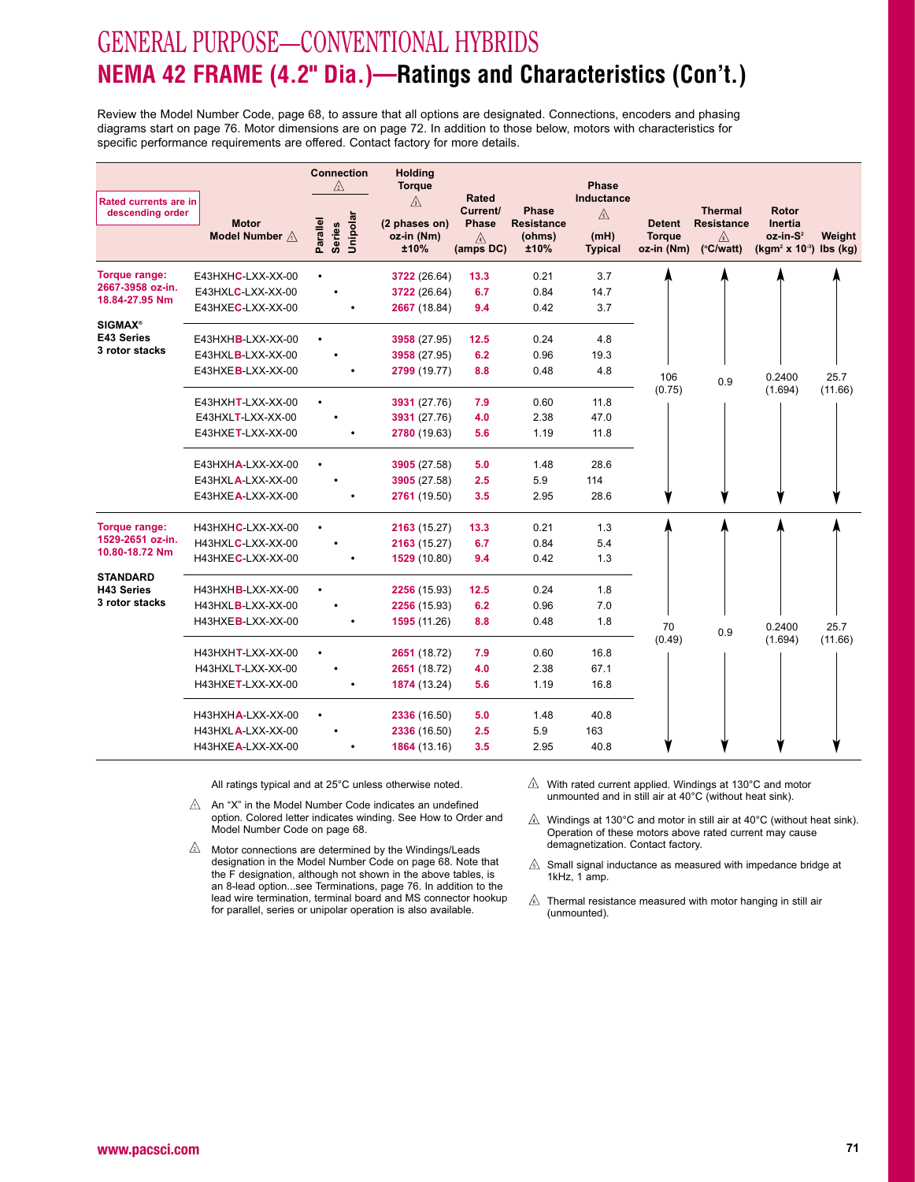# GENERAL PURPOSE—CONVENTIONAL HYBRIDS

## NEMA 42 FRAME (4.2" Dia.)—Ratings and Characteristics (Con't.)

Review the Model Number Code, page 68, to assure that all options are designated. Connections, encoders and phasing diagrams start on page 76. Motor dimensions are on page 72. In addition to those below, motors with characteristics for specific performance requirements are offered. Contact factory for more details.

| Rated currents are in descending order | Motor Model Number ⚠1 | Connection ⚠2 Parallel | Series | Unipolar | Holding Torque ⚠3 (2 phases on) oz-in (Nm) ±10% | Rated Current/ Phase ⚠4 (amps DC) | Phase Resistance (ohms) ±10% | Phase Inductance ⚠5 (mH) Typical | Detent Torque oz-in (Nm) | Thermal Resistance ⚠6 (°C/watt) | Rotor Inertia oz-in-S² (kgm² x 10⁻³) | Weight lbs (kg) |
|---|---|---|---|---|---|---|---|---|---|---|---|---|
| **Torque range: 2667-3958 oz-in. 18.84-27.95 Nm** | E43HXHC-LXX-XX-00 | • | | | 3722 (26.64) | 13.3 | 0.21 | 3.7 | 106 (0.75) | 0.9 | 0.2400 (1.694) | 25.7 (11.66) |
| | E43HXLC-LXX-XX-00 | | • | | 3722 (26.64) | 6.7 | 0.84 | 14.7 | | | | |
| | E43HXEC-LXX-XX-00 | | | • | 2667 (18.84) | 9.4 | 0.42 | 3.7 | | | | |
| **SIGMAX® E43 Series 3 rotor stacks** | E43HXHB-LXX-XX-00 | • | | | 3958 (27.95) | 12.5 | 0.24 | 4.8 | | | | |
| | E43HXLB-LXX-XX-00 | | • | | 3958 (27.95) | 6.2 | 0.96 | 19.3 | | | | |
| | E43HXEB-LXX-XX-00 | | | • | 2799 (19.77) | 8.8 | 0.48 | 4.8 | | | | |
| | E43HXHT-LXX-XX-00 | • | | | 3931 (27.76) | 7.9 | 0.60 | 11.8 | | | | |
| | E43HXLT-LXX-XX-00 | | • | | 3931 (27.76) | 4.0 | 2.38 | 47.0 | | | | |
| | E43HXET-LXX-XX-00 | | | • | 2780 (19.63) | 5.6 | 1.19 | 11.8 | | | | |
| | E43HXHA-LXX-XX-00 | • | | | 3905 (27.58) | 5.0 | 1.48 | 28.6 | | | | |
| | E43HXLA-LXX-XX-00 | | • | | 3905 (27.58) | 2.5 | 5.9 | 114 | | | | |
| | E43HXEA-LXX-XX-00 | | | • | 2761 (19.50) | 3.5 | 2.95 | 28.6 | | | | |
| **Torque range: 1529-2651 oz-in. 10.80-18.72 Nm** | H43HXHC-LXX-XX-00 | • | | | 2163 (15.27) | 13.3 | 0.21 | 1.3 | 70 (0.49) | 0.9 | 0.2400 (1.694) | 25.7 (11.66) |
| | H43HXLC-LXX-XX-00 | | • | | 2163 (15.27) | 6.7 | 0.84 | 5.4 | | | | |
| | H43HXEC-LXX-XX-00 | | | • | 1529 (10.80) | 9.4 | 0.42 | 1.3 | | | | |
| **STANDARD H43 Series 3 rotor stacks** | H43HXHB-LXX-XX-00 | • | | | 2256 (15.93) | 12.5 | 0.24 | 1.8 | | | | |
| | H43HXLB-LXX-XX-00 | | • | | 2256 (15.93) | 6.2 | 0.96 | 7.0 | | | | |
| | H43HXEB-LXX-XX-00 | | | • | 1595 (11.26) | 8.8 | 0.48 | 1.8 | | | | |
| | H43HXHT-LXX-XX-00 | • | | | 2651 (18.72) | 7.9 | 0.60 | 16.8 | | | | |
| | H43HXLT-LXX-XX-00 | | • | | 2651 (18.72) | 4.0 | 2.38 | 67.1 | | | | |
| | H43HXET-LXX-XX-00 | | | • | 1874 (13.24) | 5.6 | 1.19 | 16.8 | | | | |
| | H43HXHA-LXX-XX-00 | • | | | 2336 (16.50) | 5.0 | 1.48 | 40.8 | | | | |
| | H43HXLA-LXX-XX-00 | | • | | 2336 (16.50) | 2.5 | 5.9 | 163 | | | | |
| | H43HXEA-LXX-XX-00 | | | • | 1864 (13.16) | 3.5 | 2.95 | 40.8 | | | | |

All ratings typical and at 25°C unless otherwise noted.

⚠1 An "X" in the Model Number Code indicates an undefined option. Colored letter indicates winding. See How to Order and Model Number Code on page 68.

⚠2 Motor connections are determined by the Windings/Leads designation in the Model Number Code on page 68. Note that the F designation, although not shown in the above tables, is an 8-lead option...see Terminations, page 76. In addition to the lead wire termination, terminal board and MS connector hookup for parallel, series or unipolar operation is also available.

⚠3 With rated current applied. Windings at 130°C and motor unmounted and in still air at 40°C (without heat sink).

⚠4 Windings at 130°C and motor in still air at 40°C (without heat sink). Operation of these motors above rated current may cause demagnetization. Contact factory.

⚠5 Small signal inductance as measured with impedance bridge at 1kHz, 1 amp.

⚠6 Thermal resistance measured with motor hanging in still air (unmounted).

www.pacsci.com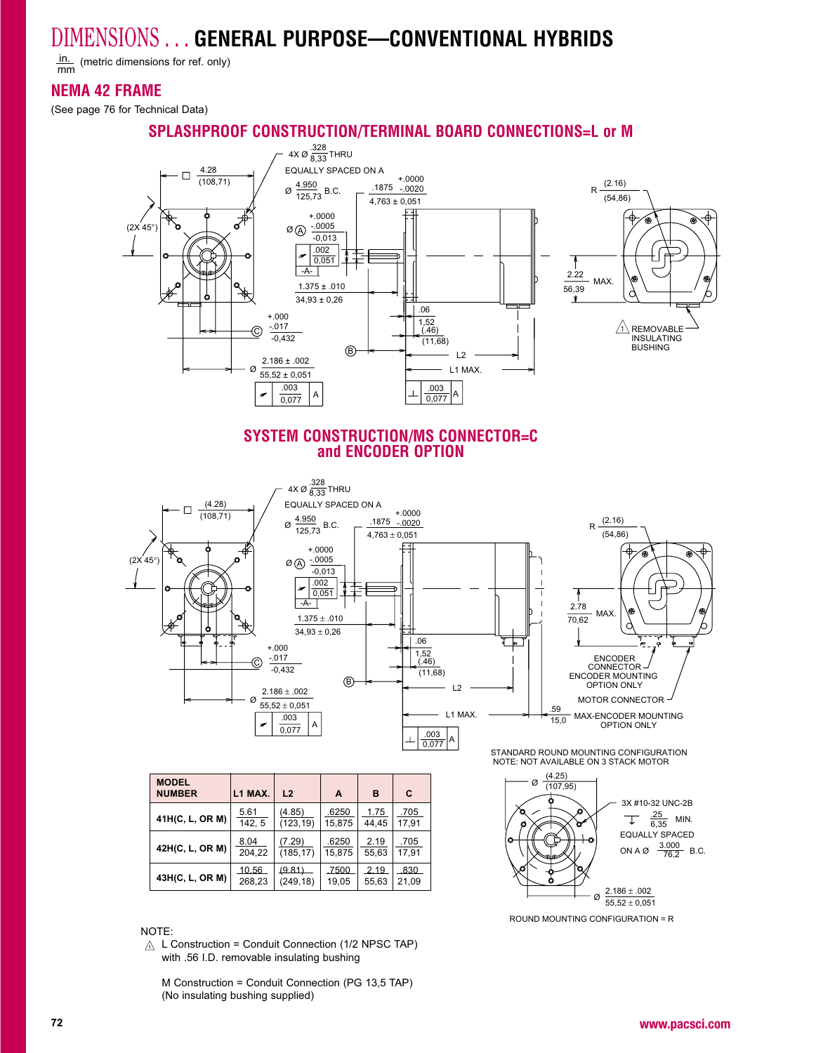# DIMENSIONS . . . GENERAL PURPOSE—CONVENTIONAL HYBRIDS

in./mm (metric dimensions for ref. only)

## NEMA 42 FRAME

(See page 76 for Technical Data)

### SPLASHPROOF CONSTRUCTION/TERMINAL BOARD CONNECTIONS=L or M

4X Ø .328/8,33 THRU EQUALLY SPACED ON A Ø 4.950/125,73 B.C.

□ 4.28 (108,71)

(2X 45°)

.1875 +.0000/-.0020 ; 4,763 ± 0,051

Ø A +.0000/-.0005 ; -0,013

.002/0,051 ; -A-

1.375 ± .010 ; 34,93 ± 0,26

C +.000/-.017 ; -0,432

B

Ø 2.186 ± .002 ; 55,52 ± 0,051

.003/0,077 A

.06 ; 1,52

(.46) ; (11,68)

L2

L1 MAX.

⊥ .003/0,077 A

R (2.16) ; (54,86)

2.22 ; 56,39 MAX.

1 REMOVABLE INSULATING BUSHING

### SYSTEM CONSTRUCTION/MS CONNECTOR=C and ENCODER OPTION

4X Ø .328/8,33 THRU EQUALLY SPACED ON A Ø 4.950/125,73 B.C.

□ (4.28) (108,71)

(2X 45°)

.1875 +.0000/-.0020 ; 4,763 ± 0,051

Ø A +.0000/-.0005 ; -0,013

.002/0,051 ; -A-

1.375 ± .010 ; 34,93 ± 0,26

C +.000/-.017 ; -0,432

B

Ø 2.186 ± .002 ; 55,52 ± 0,051

.003/0,077 A

.06 ; 1,52

(.46) ; (11,68)

L2

L1 MAX.

.59 ; 15,0 MAX-ENCODER MOUNTING OPTION ONLY

⊥ .003/0,077 A

R (2.16) ; (54,86)

2.78 ; 70,62 MAX.

ENCODER CONNECTOR ENCODER MOUNTING OPTION ONLY

MOTOR CONNECTOR

| MODEL NUMBER | L1 MAX. | L2 | A | B | C |
|---|---|---|---|---|---|
| 41H(C, L, OR M) | 5.61 / 142, 5 | (4.85) / (123,19) | .6250 / 15,875 | 1.75 / 44,45 | .705 / 17,91 |
| 42H(C, L, OR M) | 8.04 / 204,22 | (7.29) / (185,17) | .6250 / 15,875 | 2.19 / 55,63 | .705 / 17,91 |
| 43H(C, L, OR M) | 10.56 / 268,23 | (9.81) / (249,18) | .7500 / 19,05 | 2.19 / 55,63 | .830 / 21,09 |

STANDARD ROUND MOUNTING CONFIGURATION
NOTE: NOT AVAILABLE ON 3 STACK MOTOR

Ø (4.25) (107,95)

3X #10-32 UNC-2B

.25/6,35 MIN.

EQUALLY SPACED ON A Ø 3.000/76,2 B.C.

Ø 2.186 ± .002 ; 55,52 ± 0,051

ROUND MOUNTING CONFIGURATION = R

NOTE:

1 L Construction = Conduit Connection (1/2 NPSC TAP) with .56 I.D. removable insulating bushing

M Construction = Conduit Connection (PG 13,5 TAP) (No insulating bushing supplied)

www.pacsci.com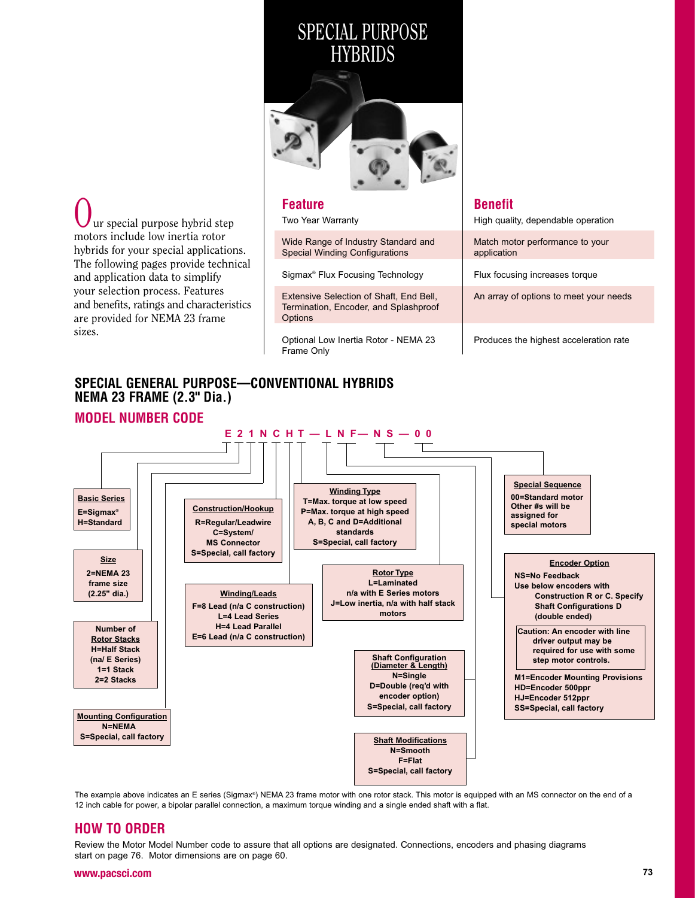# SPECIAL PURPOSE HYBRIDS

Our special purpose hybrid step motors include low inertia rotor hybrids for your special applications. The following pages provide technical and application data to simplify your selection process. Features and benefits, ratings and characteristics are provided for NEMA 23 frame sizes.

| Feature | Benefit |
|---|---|
| Two Year Warranty | High quality, dependable operation |
| Wide Range of Industry Standard and Special Winding Configurations | Match motor performance to your application |
| Sigmax® Flux Focusing Technology | Flux focusing increases torque |
| Extensive Selection of Shaft, End Bell, Termination, Encoder, and Splashproof Options | An array of options to meet your needs |
| Optional Low Inertia Rotor - NEMA 23 Frame Only | Produces the highest acceleration rate |

## SPECIAL GENERAL PURPOSE—CONVENTIONAL HYBRIDS NEMA 23 FRAME (2.3" Dia.)

## MODEL NUMBER CODE

**E 2 1 N C H T — L N F— N S — 0 0**

**Basic Series**
E=Sigmax®
H=Standard

**Size**
2=NEMA 23 frame size (2.25" dia.)

**Number of Rotor Stacks**
H=Half Stack (n/a E Series)
1=1 Stack
2=2 Stacks

**Mounting Configuration**
N=NEMA
S=Special, call factory

**Construction/Hookup**
R=Regular/Leadwire
C=System/ MS Connector
S=Special, call factory

**Winding/Leads**
F=8 Lead (n/a C construction)
L=4 Lead Series
H=4 Lead Parallel
E=6 Lead (n/a C construction)

**Winding Type**
T=Max. torque at low speed
P=Max. torque at high speed
A, B, C and D=Additional standards
S=Special, call factory

**Rotor Type**
L=Laminated n/a with E Series motors
J=Low inertia, n/a with half stack motors

**Shaft Configuration (Diameter & Length)**
N=Single
D=Double (req'd with encoder option)
S=Special, call factory

**Shaft Modifications**
N=Smooth
F=Flat
S=Special, call factory

**Encoder Option**
NS=No Feedback
Use below encoders with Construction R or C. Specify Shaft Configurations D (double ended)

Caution: An encoder with line driver output may be required for use with some step motor controls.

M1=Encoder Mounting Provisions
HD=Encoder 500ppr
HJ=Encoder 512ppr
SS=Special, call factory

**Special Sequence**
00=Standard motor
Other #s will be assigned for special motors

The example above indicates an E series (Sigmax®) NEMA 23 frame motor with one rotor stack. This motor is equipped with an MS connector on the end of a 12 inch cable for power, a bipolar parallel connection, a maximum torque winding and a single ended shaft with a flat.

## HOW TO ORDER

Review the Motor Model Number code to assure that all options are designated. Connections, encoders and phasing diagrams start on page 76. Motor dimensions are on page 60.

www.pacsci.com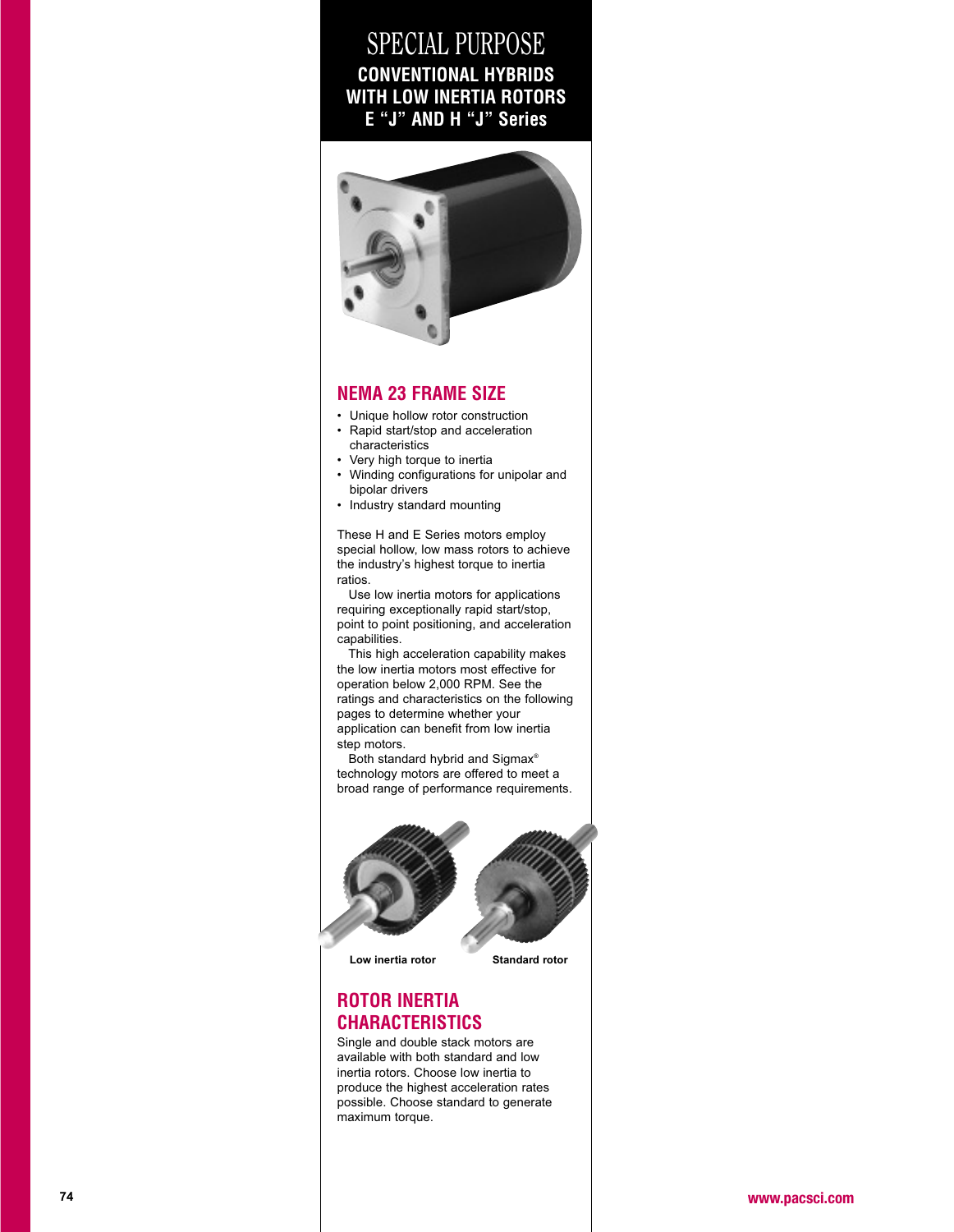# SPECIAL PURPOSE

## CONVENTIONAL HYBRIDS WITH LOW INERTIA ROTORS E "J" AND H "J" Series

## NEMA 23 FRAME SIZE

- Unique hollow rotor construction
- Rapid start/stop and acceleration characteristics
- Very high torque to inertia
- Winding configurations for unipolar and bipolar drivers
- Industry standard mounting

These H and E Series motors employ special hollow, low mass rotors to achieve the industry's highest torque to inertia ratios.

Use low inertia motors for applications requiring exceptionally rapid start/stop, point to point positioning, and acceleration capabilities.

This high acceleration capability makes the low inertia motors most effective for operation below 2,000 RPM. See the ratings and characteristics on the following pages to determine whether your application can benefit from low inertia step motors.

Both standard hybrid and Sigmax® technology motors are offered to meet a broad range of performance requirements.

Low inertia rotor

Standard rotor

## ROTOR INERTIA CHARACTERISTICS

Single and double stack motors are available with both standard and low inertia rotors. Choose low inertia to produce the highest acceleration rates possible. Choose standard to generate maximum torque.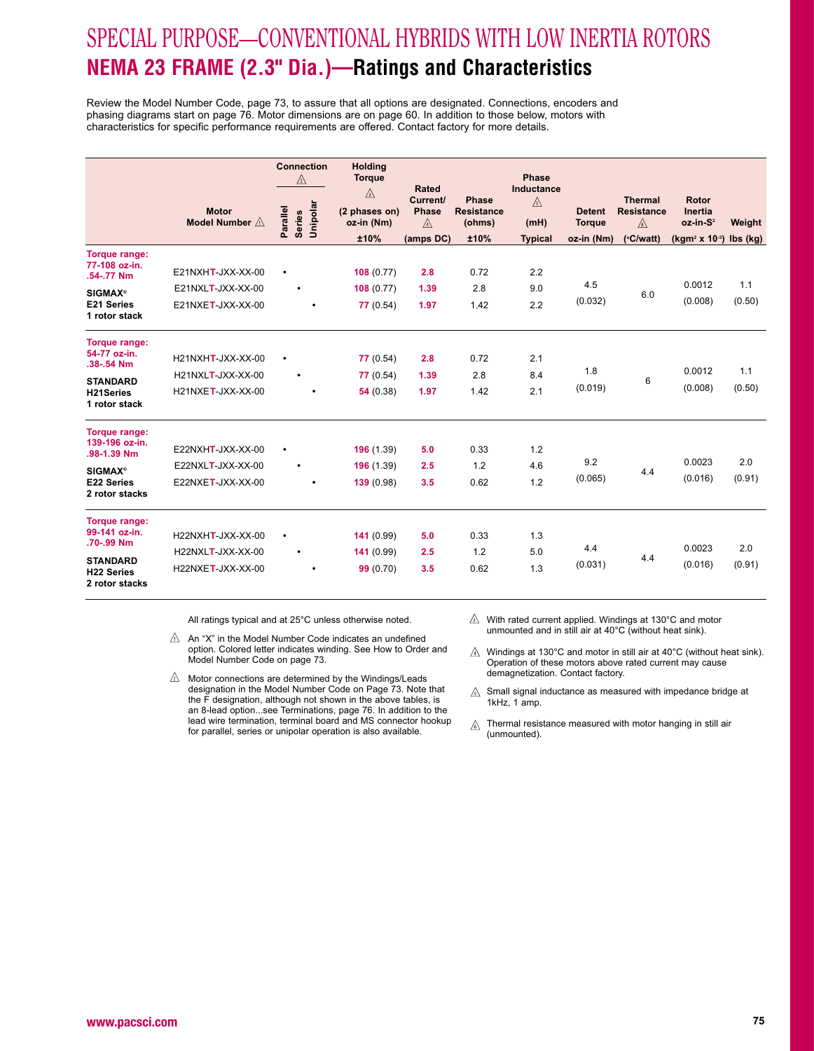# SPECIAL PURPOSE—CONVENTIONAL HYBRIDS WITH LOW INERTIA ROTORS

## NEMA 23 FRAME (2.3" Dia.)—Ratings and Characteristics

Review the Model Number Code, page 73, to assure that all options are designated. Connections, encoders and phasing diagrams start on page 76. Motor dimensions are on page 60. In addition to those below, motors with characteristics for specific performance requirements are offered. Contact factory for more details.

| | Motor Model Number ⚠1 | Connection ⚠2 | | | Holding Torque ⚠3 (2 phases on) oz-in (Nm) ±10% | Rated Current/ Phase ⚠4 (amps DC) | Phase Resistance (ohms) ±10% | Phase Inductance ⚠5 (mH) Typical | Detent Torque oz-in (Nm) | Thermal Resistance ⚠6 (°C/watt) | Rotor Inertia oz-in-S² (kgm² x 10⁻³) | Weight lbs (kg) |
|---|---|---|---|---|---|---|---|---|---|---|---|---|
| | | Parallel | Series | Unipolar | | | | | | | | |
| **Torque range: 77-108 oz-in. .54-.77 Nm** | E21NXHT-JXX-XX-00 | • | | | 108 (0.77) | 2.8 | 0.72 | 2.2 | 4.5 (0.032) | 6.0 | 0.0012 (0.008) | 1.1 (0.50) |
| **SIGMAX® E21 Series 1 rotor stack** | E21NXLT-JXX-XX-00 | | • | | 108 (0.77) | 1.39 | 2.8 | 9.0 | | | | |
| | E21NXET-JXX-XX-00 | | | • | 77 (0.54) | 1.97 | 1.42 | 2.2 | | | | |
| **Torque range: 54-77 oz-in. .38-.54 Nm** | H21NXHT-JXX-XX-00 | • | | | 77 (0.54) | 2.8 | 0.72 | 2.1 | 1.8 (0.019) | 6 | 0.0012 (0.008) | 1.1 (0.50) |
| **STANDARD H21Series 1 rotor stack** | H21NXLT-JXX-XX-00 | | • | | 77 (0.54) | 1.39 | 2.8 | 8.4 | | | | |
| | H21NXET-JXX-XX-00 | | | • | 54 (0.38) | 1.97 | 1.42 | 2.1 | | | | |
| **Torque range: 139-196 oz-in. .98-1.39 Nm** | E22NXHT-JXX-XX-00 | • | | | 196 (1.39) | 5.0 | 0.33 | 1.2 | 9.2 (0.065) | 4.4 | 0.0023 (0.016) | 2.0 (0.91) |
| **SIGMAX® E22 Series 2 rotor stacks** | E22NXLT-JXX-XX-00 | | • | | 196 (1.39) | 2.5 | 1.2 | 4.6 | | | | |
| | E22NXET-JXX-XX-00 | | | • | 139 (0.98) | 3.5 | 0.62 | 1.2 | | | | |
| **Torque range: 99-141 oz-in. .70-.99 Nm** | H22NXHT-JXX-XX-00 | • | | | 141 (0.99) | 5.0 | 0.33 | 1.3 | 4.4 (0.031) | 4.4 | 0.0023 (0.016) | 2.0 (0.91) |
| **STANDARD H22 Series 2 rotor stacks** | H22NXLT-JXX-XX-00 | | • | | 141 (0.99) | 2.5 | 1.2 | 5.0 | | | | |
| | H22NXET-JXX-XX-00 | | | • | 99 (0.70) | 3.5 | 0.62 | 1.3 | | | | |

All ratings typical and at 25°C unless otherwise noted.

⚠1 An "X" in the Model Number Code indicates an undefined option. Colored letter indicates winding. See How to Order and Model Number Code on page 73.

⚠2 Motor connections are determined by the Windings/Leads designation in the Model Number Code on Page 73. Note that the F designation, although not shown in the above tables, is an 8-lead option...see Terminations, page 76. In addition to the lead wire termination, terminal board and MS connector hookup for parallel, series or unipolar operation is also available.

⚠3 With rated current applied. Windings at 130°C and motor unmounted and in still air at 40°C (without heat sink).

⚠4 Windings at 130°C and motor in still air at 40°C (without heat sink). Operation of these motors above rated current may cause demagnetization. Contact factory.

⚠5 Small signal inductance as measured with impedance bridge at 1kHz, 1 amp.

⚠6 Thermal resistance measured with motor hanging in still air (unmounted).

www.pacsci.com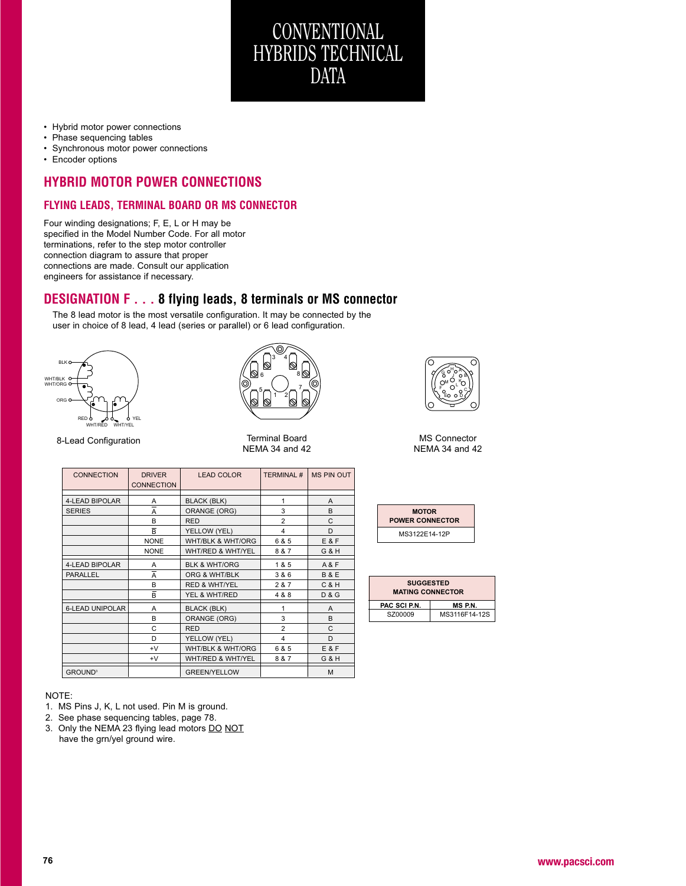# CONVENTIONAL HYBRIDS TECHNICAL DATA

- Hybrid motor power connections
- Phase sequencing tables
- Synchronous motor power connections
- Encoder options

## HYBRID MOTOR POWER CONNECTIONS

### FLYING LEADS, TERMINAL BOARD OR MS CONNECTOR

Four winding designations; F, E, L or H may be specified in the Model Number Code. For all motor terminations, refer to the step motor controller connection diagram to assure that proper connections are made. Consult our application engineers for assistance if necessary.

## DESIGNATION F . . . 8 flying leads, 8 terminals or MS connector

The 8 lead motor is the most versatile configuration. It may be connected by the user in choice of 8 lead, 4 lead (series or parallel) or 6 lead configuration.

8-Lead Configuration

Terminal Board NEMA 34 and 42

MS Connector NEMA 34 and 42

| CONNECTION | DRIVER CONNECTION | LEAD COLOR | TERMINAL # | MS PIN OUT |
|---|---|---|---|---|
| 4-LEAD BIPOLAR | A | BLACK (BLK) | 1 | A |
| SERIES | $\overline{A}$ | ORANGE (ORG) | 3 | B |
| | B | RED | 2 | C |
| | $\overline{B}$ | YELLOW (YEL) | 4 | D |
| | NONE | WHT/BLK & WHT/ORG | 6 & 5 | E & F |
| | NONE | WHT/RED & WHT/YEL | 8 & 7 | G & H |
| 4-LEAD BIPOLAR | A | BLK & WHT/ORG | 1 & 5 | A & F |
| PARALLEL | $\overline{A}$ | ORG & WHT/BLK | 3 & 6 | B & E |
| | B | RED & WHT/YEL | 2 & 7 | C & H |
| | $\overline{B}$ | YEL & WHT/RED | 4 & 8 | D & G |
| 6-LEAD UNIPOLAR | A | BLACK (BLK) | 1 | A |
| | B | ORANGE (ORG) | 3 | B |
| | C | RED | 2 | C |
| | D | YELLOW (YEL) | 4 | D |
| | +V | WHT/BLK & WHT/ORG | 6 & 5 | E & F |
| | +V | WHT/RED & WHT/YEL | 8 & 7 | G & H |
| GROUND[3] | | GREEN/YELLOW | | M |

| MOTOR POWER CONNECTOR |
|---|
| MS3122E14-12P |

| SUGGESTED MATING CONNECTOR | |
|---|---|
| PAC SCI P.N. | MS P.N. |
| SZ00009 | MS3116F14-12S |

NOTE:

1. MS Pins J, K, L not used. Pin M is ground.
2. See phase sequencing tables, page 78.
3. Only the NEMA 23 flying lead motors DO NOT have the grn/yel ground wire.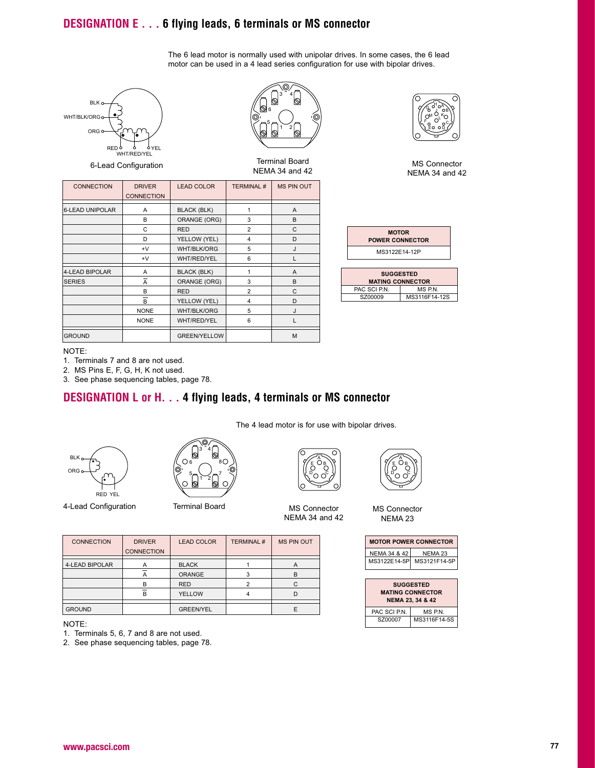## DESIGNATION E . . . 6 flying leads, 6 terminals or MS connector

The 6 lead motor is normally used with unipolar drives. In some cases, the 6 lead motor can be used in a 4 lead series configuration for use with bipolar drives.

6-Lead Configuration

Terminal Board
NEMA 34 and 42

MS Connector
NEMA 34 and 42

| CONNECTION | DRIVER CONNECTION | LEAD COLOR | TERMINAL # | MS PIN OUT |
|---|---|---|---|---|
| 6-LEAD UNIPOLAR | A | BLACK (BLK) | 1 | A |
| | B | ORANGE (ORG) | 3 | B |
| | C | RED | 2 | C |
| | D | YELLOW (YEL) | 4 | D |
| | +V | WHT/BLK/ORG | 5 | J |
| | +V | WHT/RED/YEL | 6 | L |
| 4-LEAD BIPOLAR SERIES | A | BLACK (BLK) | 1 | A |
| | $\overline{A}$ | ORANGE (ORG) | 3 | B |
| | B | RED | 2 | C |
| | $\overline{B}$ | YELLOW (YEL) | 4 | D |
| | NONE | WHT/BLK/ORG | 5 | J |
| | NONE | WHT/RED/YEL | 6 | L |
| GROUND | | GREEN/YELLOW | | M |

| MOTOR POWER CONNECTOR |
|---|
| MS3122E14-12P |

| SUGGESTED MATING CONNECTOR | |
|---|---|
| PAC SCI P.N. | MS P.N. |
| SZ00009 | MS3116F14-12S |

NOTE:
1. Terminals 7 and 8 are not used.
2. MS Pins E, F, G, H, K not used.
3. See phase sequencing tables, page 78.

## DESIGNATION L or H. . . 4 flying leads, 4 terminals or MS connector

The 4 lead motor is for use with bipolar drives.

4-Lead Configuration

Terminal Board

MS Connector
NEMA 34 and 42

MS Connector
NEMA 23

| CONNECTION | DRIVER CONNECTION | LEAD COLOR | TERMINAL # | MS PIN OUT |
|---|---|---|---|---|
| 4-LEAD BIPOLAR | A | BLACK | 1 | A |
| | $\overline{A}$ | ORANGE | 3 | B |
| | B | RED | 2 | C |
| | $\overline{B}$ | YELLOW | 4 | D |
| GROUND | | GREEN/YEL | | E |

| MOTOR POWER CONNECTOR | |
|---|---|
| NEMA 34 & 42 | NEMA 23 |
| MS3122E14-5P | MS3121F14-5P |

| SUGGESTED MATING CONNECTOR NEMA 23, 34 & 42 | |
|---|---|
| PAC SCI P.N. | MS P.N. |
| SZ00007 | MS3116F14-5S |

NOTE:
1. Terminals 5, 6, 7 and 8 are not used.
2. See phase sequencing tables, page 78.

www.pacsci.com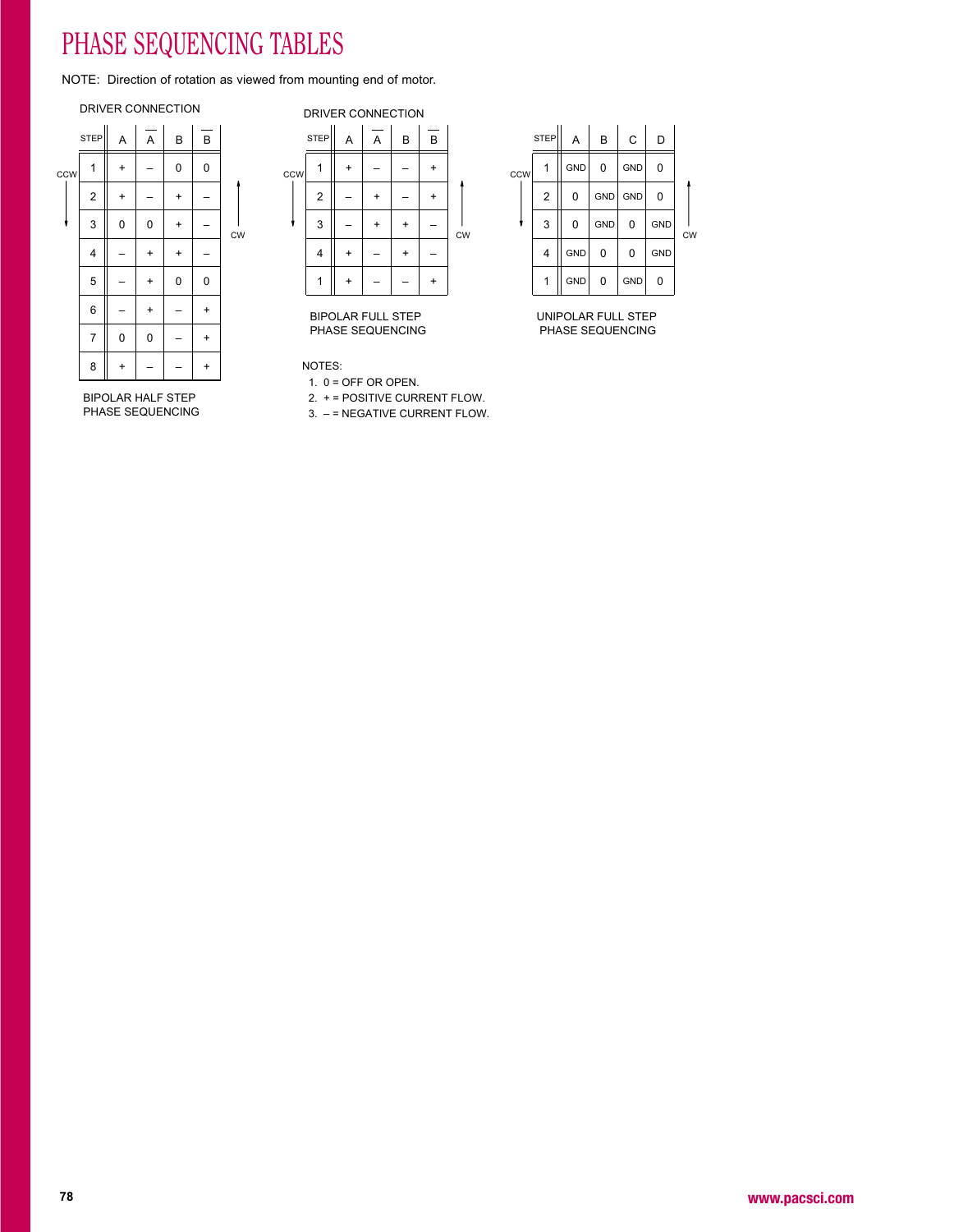# PHASE SEQUENCING TABLES

NOTE: Direction of rotation as viewed from mounting end of motor.

DRIVER CONNECTION

| STEP | A | $\overline{A}$ | B | $\overline{B}$ |
|---|---|---|---|---|
| 1 | + | – | 0 | 0 |
| 2 | + | – | + | – |
| 3 | 0 | 0 | + | – |
| 4 | – | + | + | – |
| 5 | – | + | 0 | 0 |
| 6 | – | + | – | + |
| 7 | 0 | 0 | – | + |
| 8 | + | – | – | + |

CCW ↓ CW ↑

BIPOLAR HALF STEP PHASE SEQUENCING

DRIVER CONNECTION

| STEP | A | $\overline{A}$ | B | $\overline{B}$ |
|---|---|---|---|---|
| 1 | + | – | – | + |
| 2 | – | + | – | + |
| 3 | – | + | + | – |
| 4 | + | – | + | – |
| 1 | + | – | – | + |

CCW ↓ CW ↑

BIPOLAR FULL STEP PHASE SEQUENCING

| STEP | A | B | C | D |
|---|---|---|---|---|
| 1 | GND | 0 | GND | 0 |
| 2 | 0 | GND | GND | 0 |
| 3 | 0 | GND | 0 | GND |
| 4 | GND | 0 | 0 | GND |
| 1 | GND | 0 | GND | 0 |

CCW ↓ CW ↑

UNIPOLAR FULL STEP PHASE SEQUENCING

NOTES:

1. 0 = OFF OR OPEN.
2. + = POSITIVE CURRENT FLOW.
3. – = NEGATIVE CURRENT FLOW.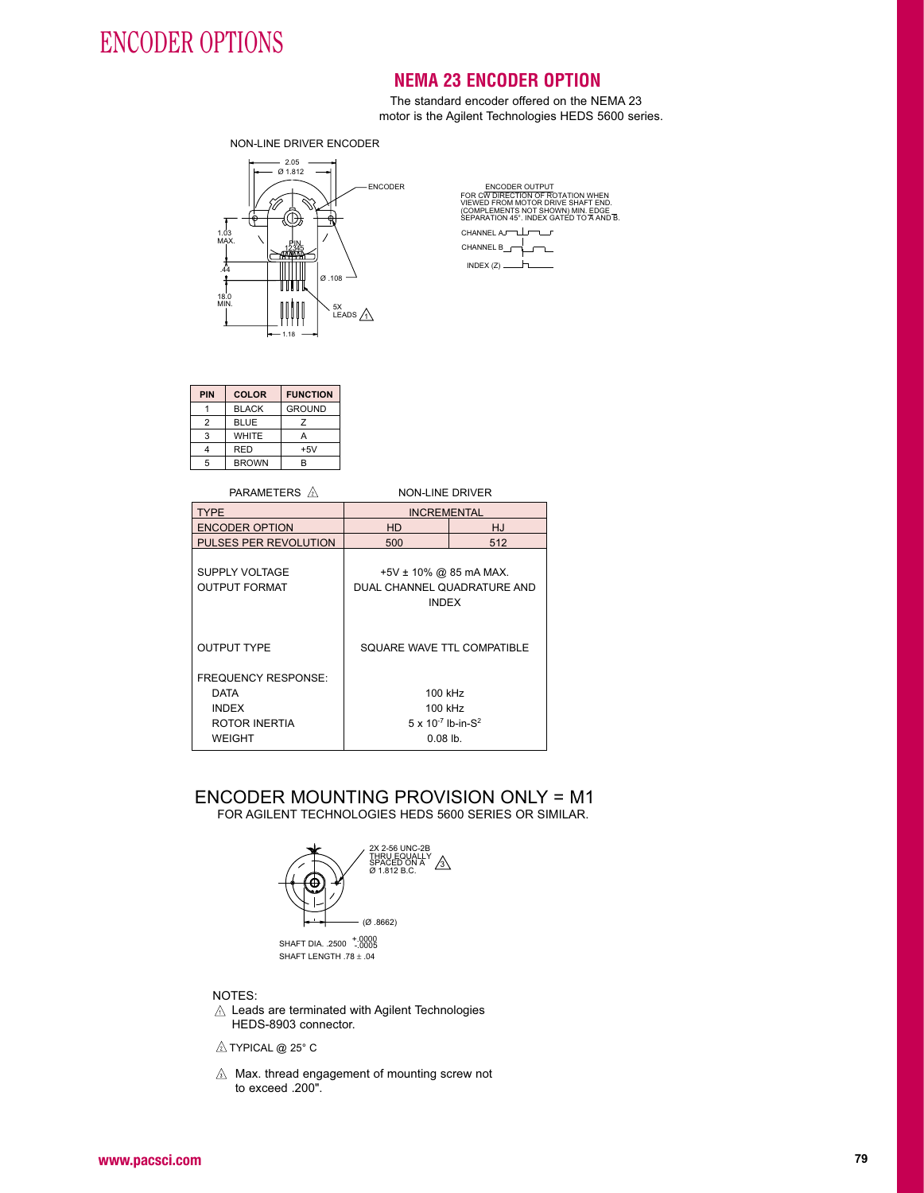# ENCODER OPTIONS

## NEMA 23 ENCODER OPTION

The standard encoder offered on the NEMA 23 motor is the Agilent Technologies HEDS 5600 series.

NON-LINE DRIVER ENCODER

2.05
Ø 1.812
ENCODER
1.03 MAX.
PIN 12345
.44
Ø .108
18.0 MIN.
5X LEADS ⚠1
1.18

ENCODER OUTPUT
FOR CW DIRECTION OF ROTATION WHEN VIEWED FROM MOTOR DRIVE SHAFT END. (COMPLEMENTS NOT SHOWN) MIN. EDGE SEPARATION 45°. INDEX GATED TO A AND B.

CHANNEL A
CHANNEL B
INDEX (Z)

| PIN | COLOR | FUNCTION |
|---|---|---|
| 1 | BLACK | GROUND |
| 2 | BLUE | Z |
| 3 | WHITE | A |
| 4 | RED | +5V |
| 5 | BROWN | B |

| PARAMETERS ⚠2 | NON-LINE DRIVER | |
|---|---|---|
| TYPE | INCREMENTAL | |
| ENCODER OPTION | HD | HJ |
| PULSES PER REVOLUTION | 500 | 512 |
| SUPPLY VOLTAGE | +5V ± 10% @ 85 mA MAX. | |
| OUTPUT FORMAT | DUAL CHANNEL QUADRATURE AND INDEX | |
| OUTPUT TYPE | SQUARE WAVE TTL COMPATIBLE | |
| FREQUENCY RESPONSE: | | |
| DATA | 100 kHz | |
| INDEX | 100 kHz | |
| ROTOR INERTIA | $5 \times 10^{-7}$ lb-in-$S^2$ | |
| WEIGHT | 0.08 lb. | |

## ENCODER MOUNTING PROVISION ONLY = M1

FOR AGILENT TECHNOLOGIES HEDS 5600 SERIES OR SIMILAR.

2X 2-56 UNC-2B THRU EQUALLY SPACED ON A Ø 1.812 B.C. ⚠3

(Ø .8662)

SHAFT DIA. .2500 $^{+.0000}_{-.0005}$
SHAFT LENGTH .78 ± .04

NOTES:

⚠1 Leads are terminated with Agilent Technologies HEDS-8903 connector.

⚠2 TYPICAL @ 25° C

⚠3 Max. thread engagement of mounting screw not to exceed .200".

www.pacsci.com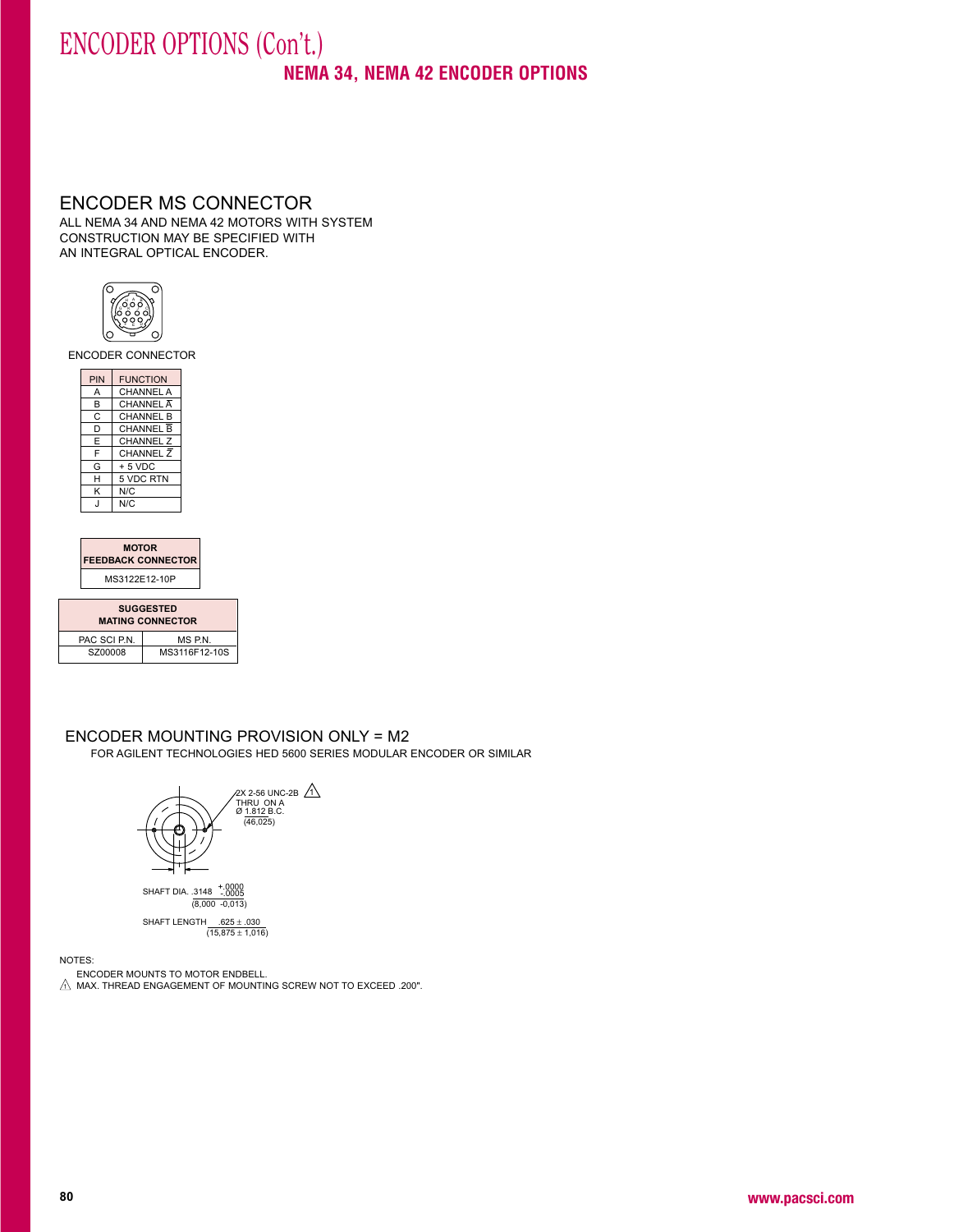# ENCODER OPTIONS (Con't.)

## NEMA 34, NEMA 42 ENCODER OPTIONS

### ENCODER MS CONNECTOR

ALL NEMA 34 AND NEMA 42 MOTORS WITH SYSTEM CONSTRUCTION MAY BE SPECIFIED WITH AN INTEGRAL OPTICAL ENCODER.

ENCODER CONNECTOR

| PIN | FUNCTION |
|---|---|
| A | CHANNEL A |
| B | CHANNEL $\overline{A}$ |
| C | CHANNEL B |
| D | CHANNEL $\overline{B}$ |
| E | CHANNEL Z |
| F | CHANNEL $\overline{Z}$ |
| G | + 5 VDC |
| H | 5 VDC RTN |
| K | N/C |
| J | N/C |

| MOTOR FEEDBACK CONNECTOR |
|---|
| MS3122E12-10P |

| SUGGESTED MATING CONNECTOR | |
|---|---|
| PAC SCI P.N. | MS P.N. |
| SZ00008 | MS3116F12-10S |

### ENCODER MOUNTING PROVISION ONLY = M2

FOR AGILENT TECHNOLOGIES HED 5600 SERIES MODULAR ENCODER OR SIMILAR

2X 2-56 UNC-2B ⚠1 THRU ON A Ø 1.812 B.C. (46,025)

SHAFT DIA. .3148 $^{+.0000}_{-.0005}$ (8,000 -0,013)

SHAFT LENGTH .625 ± .030 (15,875 ± 1,016)

NOTES:

ENCODER MOUNTS TO MOTOR ENDBELL.

⚠1 MAX. THREAD ENGAGEMENT OF MOUNTING SCREW NOT TO EXCEED .200".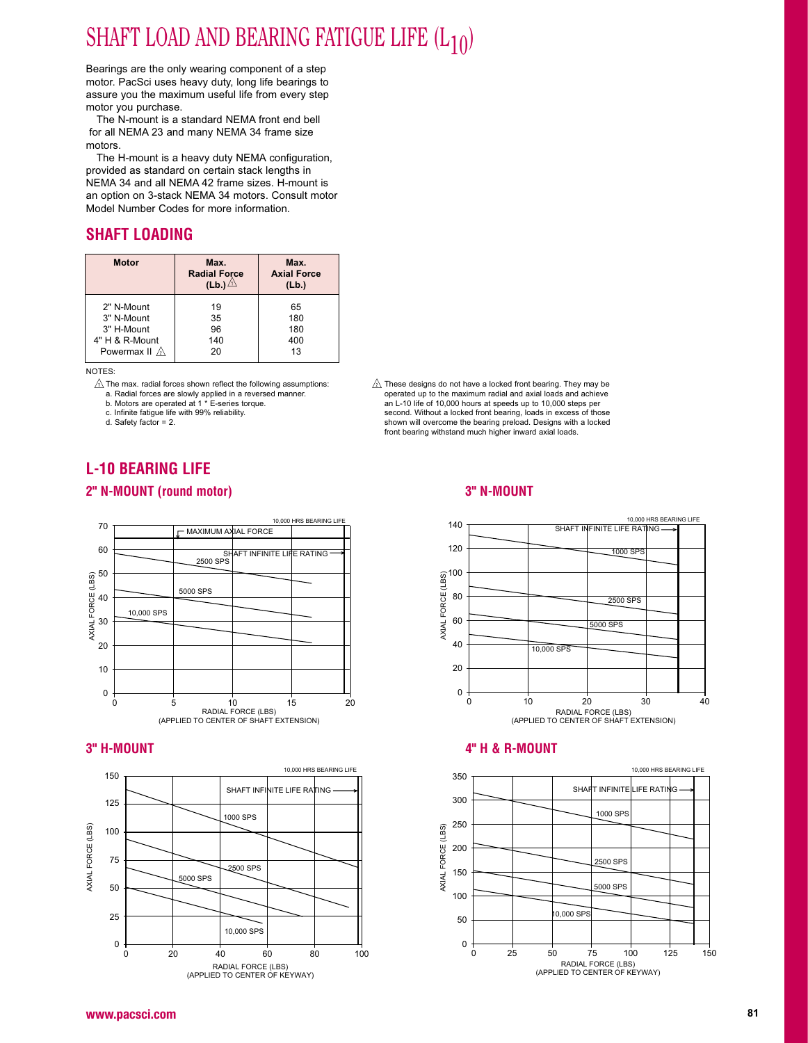# SHAFT LOAD AND BEARING FATIGUE LIFE ($L_{10}$)

Bearings are the only wearing component of a step motor. PacSci uses heavy duty, long life bearings to assure you the maximum useful life from every step motor you purchase.

The N-mount is a standard NEMA front end bell for all NEMA 23 and many NEMA 34 frame size motors.

The H-mount is a heavy duty NEMA configuration, provided as standard on certain stack lengths in NEMA 34 and all NEMA 42 frame sizes. H-mount is an option on 3-stack NEMA 34 motors. Consult motor Model Number Codes for more information.

## SHAFT LOADING

| Motor | Max. Radial Force (Lb.) ⚠1 | Max. Axial Force (Lb.) |
|---|---|---|
| 2" N-Mount | 19 | 65 |
| 3" N-Mount | 35 | 180 |
| 3" H-Mount | 96 | 180 |
| 4" H & R-Mount | 140 | 400 |
| Powermax II ⚠2 | 20 | 13 |

NOTES:

⚠1 The max. radial forces shown reflect the following assumptions:
a. Radial forces are slowly applied in a reversed manner.
b. Motors are operated at 1 * E-series torque.
c. Infinite fatigue life with 99% reliability.
d. Safety factor = 2.

⚠2 These designs do not have a locked front bearing. They may be operated up to the maximum radial and axial loads and achieve an L-10 life of 10,000 hours at speeds up to 10,000 steps per second. Without a locked front bearing, loads in excess of those shown will overcome the bearing preload. Designs with a locked front bearing withstand much higher inward axial loads.

## L-10 BEARING LIFE

### 2" N-MOUNT (round motor)

10,000 HRS BEARING LIFE
MAXIMUM AXIAL FORCE
SHAFT INFINITE LIFE RATING
2500 SPS
5000 SPS
10,000 SPS
AXIAL FORCE (LBS)
0 10 20 30 40 50 60 70
0 5 10 15 20
RADIAL FORCE (LBS)
(APPLIED TO CENTER OF SHAFT EXTENSION)

### 3" N-MOUNT

10,000 HRS BEARING LIFE
SHAFT INFINITE LIFE RATING
1000 SPS
2500 SPS
5000 SPS
10,000 SPS
AXIAL FORCE (LBS)
0 20 40 60 80 100 120 140
0 10 20 30 40
RADIAL FORCE (LBS)
(APPLIED TO CENTER OF SHAFT EXTENSION)

### 3" H-MOUNT

10,000 HRS BEARING LIFE
SHAFT INFINITE LIFE RATING
1000 SPS
2500 SPS
5000 SPS
10,000 SPS
AXIAL FORCE (LBS)
0 25 50 75 100 125 150
0 20 40 60 80 100
RADIAL FORCE (LBS)
(APPLIED TO CENTER OF KEYWAY)

### 4" H & R-MOUNT

10,000 HRS BEARING LIFE
SHAFT INFINITE LIFE RATING
1000 SPS
2500 SPS
5000 SPS
10,000 SPS
AXIAL FORCE (LBS)
0 50 100 150 200 250 300 350
0 25 50 75 100 125 150
RADIAL FORCE (LBS)
(APPLIED TO CENTER OF KEYWAY)

www.pacsci.com